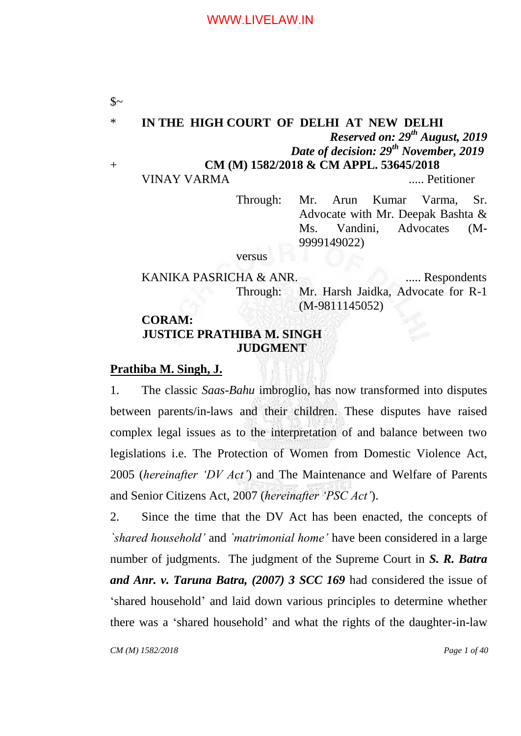$~

\* **IN THE HIGH COURT OF DELHI AT NEW DELHI**

***Reserved on: 29th August, 2019***

***Date of decision: 29th November, 2019***

\+ **CM (M) 1582/2018 & CM APPL. 53645/2018**

VINAY VARMA ..... Petitioner

Through: Mr. Arun Kumar Varma, Sr. Advocate with Mr. Deepak Bashta & Ms. Vandini, Advocates (M-9999149022)

versus

KANIKA PASRICHA & ANR. ..... Respondents

Through: Mr. Harsh Jaidka, Advocate for R-1 (M-9811145052)

**CORAM:**
**JUSTICE PRATHIBA M. SINGH**

**JUDGMENT**

**Prathiba M. Singh, J.**

1. The classic *Saas-Bahu* imbroglio, has now transformed into disputes between parents/in-laws and their children. These disputes have raised complex legal issues as to the interpretation of and balance between two legislations i.e. The Protection of Women from Domestic Violence Act, 2005 (*hereinafter 'DV Act'*) and The Maintenance and Welfare of Parents and Senior Citizens Act, 2007 (*hereinafter 'PSC Act'*).

2. Since the time that the DV Act has been enacted, the concepts of *`shared household'* and *`matrimonial home'* have been considered in a large number of judgments. The judgment of the Supreme Court in ***S. R. Batra and Anr. v. Taruna Batra, (2007) 3 SCC 169*** had considered the issue of 'shared household' and laid down various principles to determine whether there was a 'shared household' and what the rights of the daughter-in-law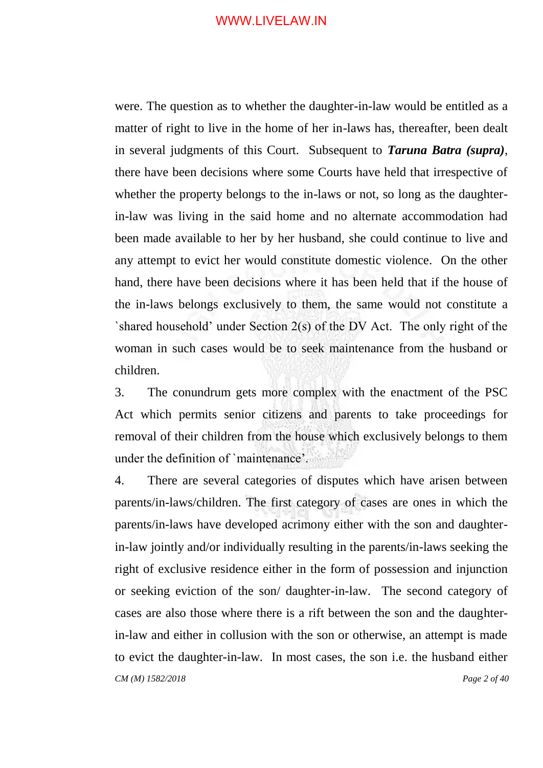were. The question as to whether the daughter-in-law would be entitled as a matter of right to live in the home of her in-laws has, thereafter, been dealt in several judgments of this Court. Subsequent to ***Taruna Batra (supra)***, there have been decisions where some Courts have held that irrespective of whether the property belongs to the in-laws or not, so long as the daughter-in-law was living in the said home and no alternate accommodation had been made available to her by her husband, she could continue to live and any attempt to evict her would constitute domestic violence. On the other hand, there have been decisions where it has been held that if the house of the in-laws belongs exclusively to them, the same would not constitute a `shared household' under Section 2(s) of the DV Act. The only right of the woman in such cases would be to seek maintenance from the husband or children.

3. The conundrum gets more complex with the enactment of the PSC Act which permits senior citizens and parents to take proceedings for removal of their children from the house which exclusively belongs to them under the definition of `maintenance'.

4. There are several categories of disputes which have arisen between parents/in-laws/children. The first category of cases are ones in which the parents/in-laws have developed acrimony either with the son and daughter-in-law jointly and/or individually resulting in the parents/in-laws seeking the right of exclusive residence either in the form of possession and injunction or seeking eviction of the son/ daughter-in-law. The second category of cases are also those where there is a rift between the son and the daughter-in-law and either in collusion with the son or otherwise, an attempt is made to evict the daughter-in-law. In most cases, the son i.e. the husband either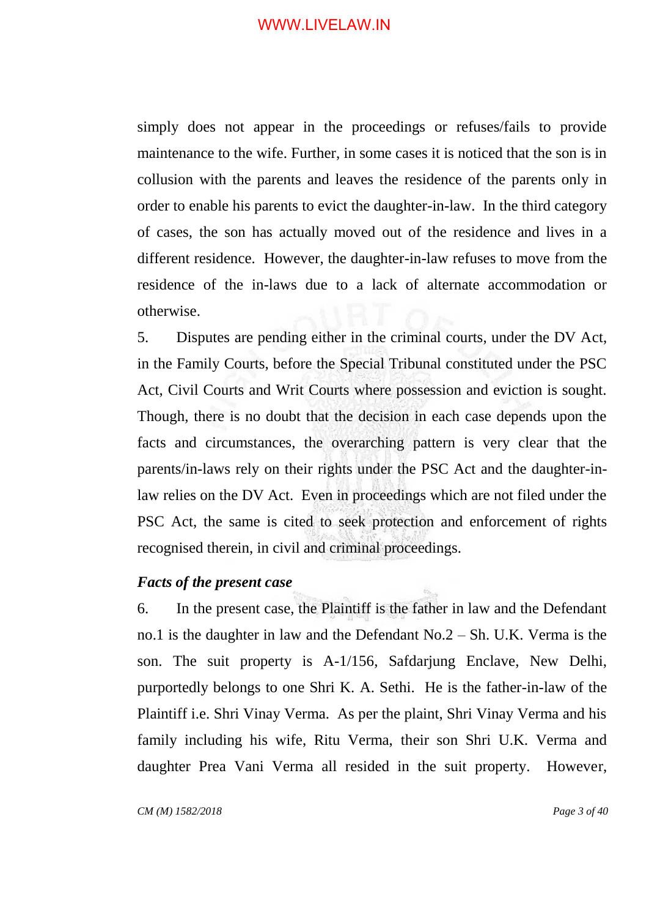simply does not appear in the proceedings or refuses/fails to provide maintenance to the wife. Further, in some cases it is noticed that the son is in collusion with the parents and leaves the residence of the parents only in order to enable his parents to evict the daughter-in-law. In the third category of cases, the son has actually moved out of the residence and lives in a different residence. However, the daughter-in-law refuses to move from the residence of the in-laws due to a lack of alternate accommodation or otherwise.

5. Disputes are pending either in the criminal courts, under the DV Act, in the Family Courts, before the Special Tribunal constituted under the PSC Act, Civil Courts and Writ Courts where possession and eviction is sought. Though, there is no doubt that the decision in each case depends upon the facts and circumstances, the overarching pattern is very clear that the parents/in-laws rely on their rights under the PSC Act and the daughter-in-law relies on the DV Act. Even in proceedings which are not filed under the PSC Act, the same is cited to seek protection and enforcement of rights recognised therein, in civil and criminal proceedings.

***Facts of the present case***

6. In the present case, the Plaintiff is the father in law and the Defendant no.1 is the daughter in law and the Defendant No.2 – Sh. U.K. Verma is the son. The suit property is A-1/156, Safdarjung Enclave, New Delhi, purportedly belongs to one Shri K. A. Sethi. He is the father-in-law of the Plaintiff i.e. Shri Vinay Verma. As per the plaint, Shri Vinay Verma and his family including his wife, Ritu Verma, their son Shri U.K. Verma and daughter Prea Vani Verma all resided in the suit property. However,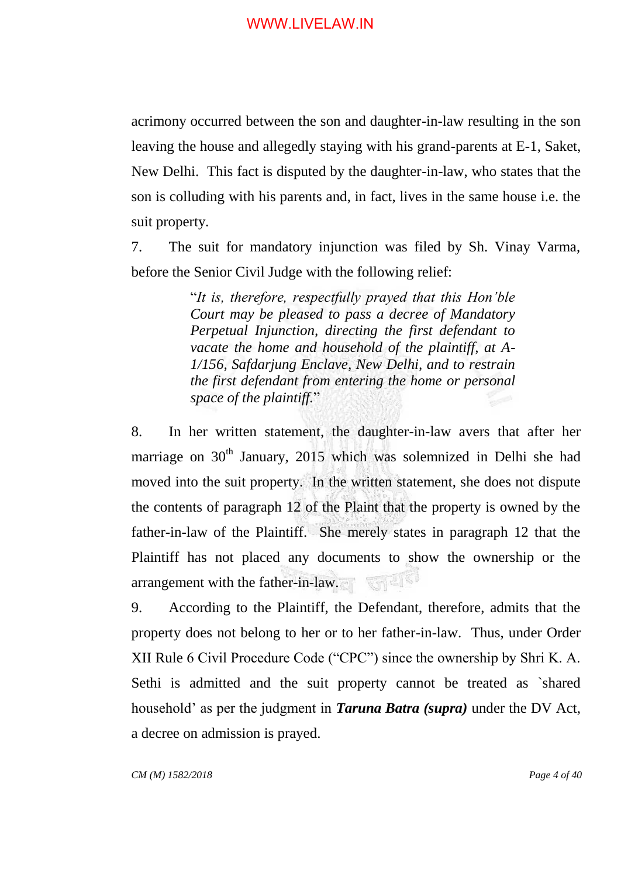acrimony occurred between the son and daughter-in-law resulting in the son leaving the house and allegedly staying with his grand-parents at E-1, Saket, New Delhi. This fact is disputed by the daughter-in-law, who states that the son is colluding with his parents and, in fact, lives in the same house i.e. the suit property.

7. The suit for mandatory injunction was filed by Sh. Vinay Varma, before the Senior Civil Judge with the following relief:

> "*It is, therefore, respectfully prayed that this Hon'ble Court may be pleased to pass a decree of Mandatory Perpetual Injunction, directing the first defendant to vacate the home and household of the plaintiff, at A-1/156, Safdarjung Enclave, New Delhi, and to restrain the first defendant from entering the home or personal space of the plaintiff.*"

8. In her written statement, the daughter-in-law avers that after her marriage on 30th January, 2015 which was solemnized in Delhi she had moved into the suit property. In the written statement, she does not dispute the contents of paragraph 12 of the Plaint that the property is owned by the father-in-law of the Plaintiff. She merely states in paragraph 12 that the Plaintiff has not placed any documents to show the ownership or the arrangement with the father-in-law.

9. According to the Plaintiff, the Defendant, therefore, admits that the property does not belong to her or to her father-in-law. Thus, under Order XII Rule 6 Civil Procedure Code ("CPC") since the ownership by Shri K. A. Sethi is admitted and the suit property cannot be treated as `shared household' as per the judgment in ***Taruna Batra (supra)*** under the DV Act, a decree on admission is prayed.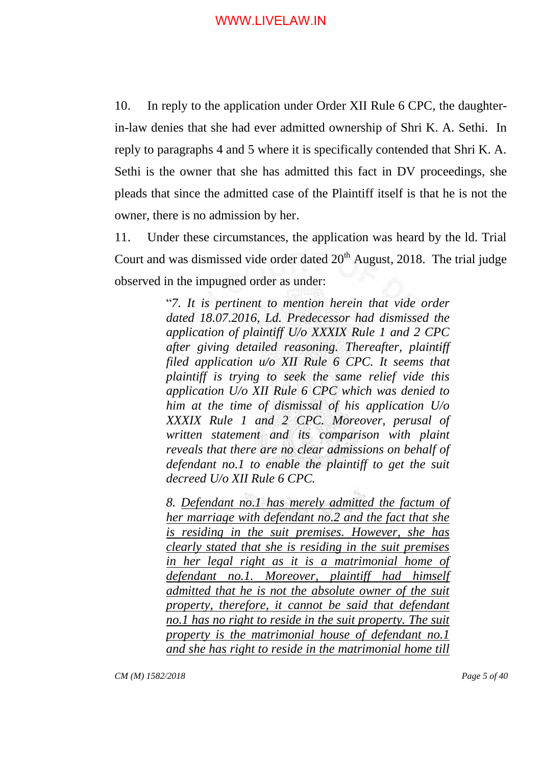10. In reply to the application under Order XII Rule 6 CPC, the daughter-in-law denies that she had ever admitted ownership of Shri K. A. Sethi. In reply to paragraphs 4 and 5 where it is specifically contended that Shri K. A. Sethi is the owner that she has admitted this fact in DV proceedings, she pleads that since the admitted case of the Plaintiff itself is that he is not the owner, there is no admission by her.

11. Under these circumstances, the application was heard by the ld. Trial Court and was dismissed vide order dated 20th August, 2018. The trial judge observed in the impugned order as under:

> "*7. It is pertinent to mention herein that vide order dated 18.07.2016, Ld. Predecessor had dismissed the application of plaintiff U/o XXXIX Rule 1 and 2 CPC after giving detailed reasoning. Thereafter, plaintiff filed application u/o XII Rule 6 CPC. It seems that plaintiff is trying to seek the same relief vide this application U/o XII Rule 6 CPC which was denied to him at the time of dismissal of his application U/o XXXIX Rule 1 and 2 CPC. Moreover, perusal of written statement and its comparison with plaint reveals that there are no clear admissions on behalf of defendant no.1 to enable the plaintiff to get the suit decreed U/o XII Rule 6 CPC.*
>
> *8. <u>Defendant no.1 has merely admitted the factum of her marriage with defendant no.2 and the fact that she is residing in the suit premises. However, she has clearly stated that she is residing in the suit premises in her legal right as it is a matrimonial home of defendant no.1. Moreover, plaintiff had himself admitted that he is not the absolute owner of the suit property, therefore, it cannot be said that defendant no.1 has no right to reside in the suit property. The suit property is the matrimonial house of defendant no.1 and she has right to reside in the matrimonial home till</u>*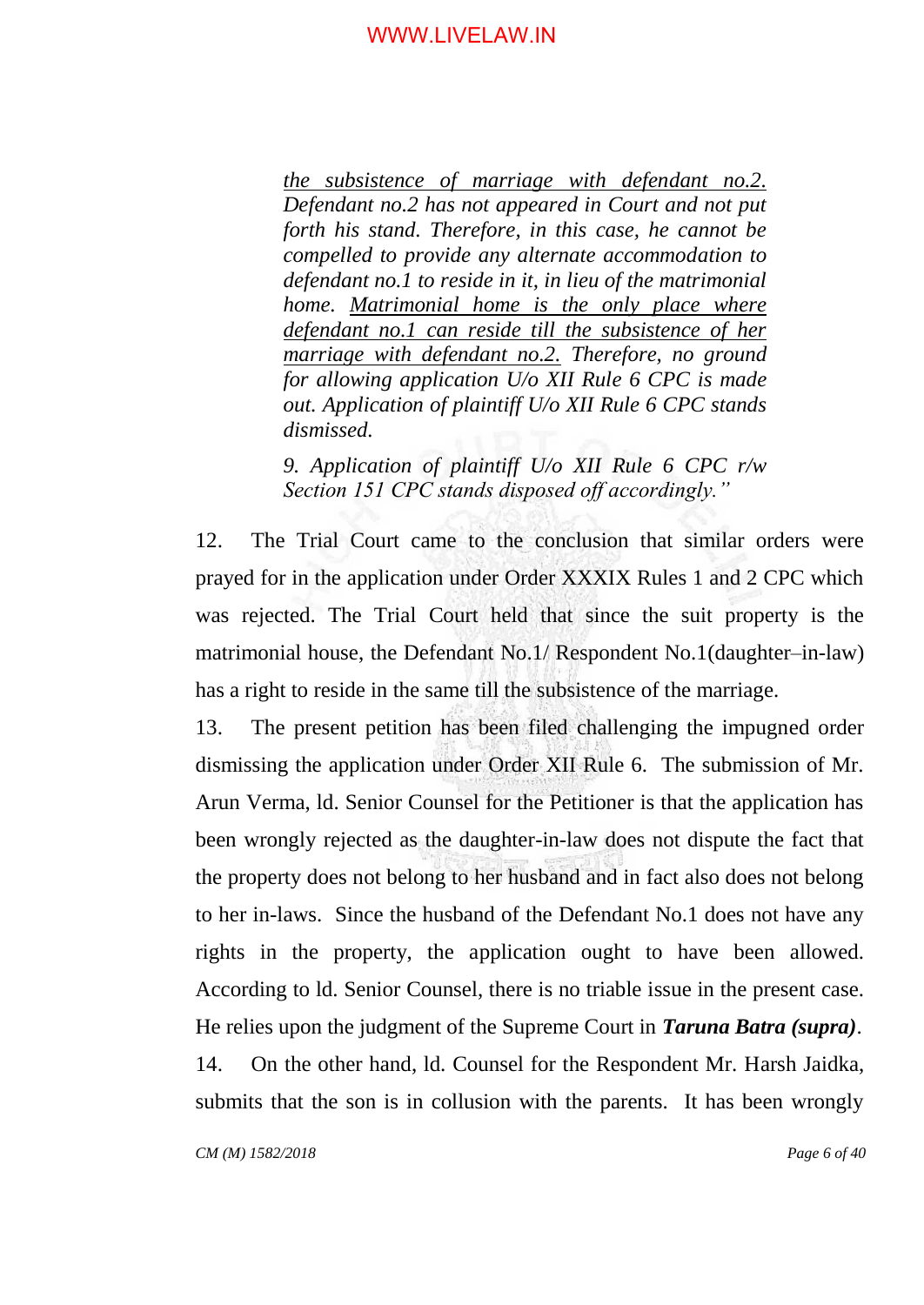> *<u>the subsistence of marriage with defendant no.2.</u> Defendant no.2 has not appeared in Court and not put forth his stand. Therefore, in this case, he cannot be compelled to provide any alternate accommodation to defendant no.1 to reside in it, in lieu of the matrimonial home. <u>Matrimonial home is the only place where defendant no.1 can reside till the subsistence of her marriage with defendant no.2.</u> Therefore, no ground for allowing application U/o XII Rule 6 CPC is made out. Application of plaintiff U/o XII Rule 6 CPC stands dismissed.*
>
> *9. Application of plaintiff U/o XII Rule 6 CPC r/w Section 151 CPC stands disposed off accordingly."*

12. The Trial Court came to the conclusion that similar orders were prayed for in the application under Order XXXIX Rules 1 and 2 CPC which was rejected. The Trial Court held that since the suit property is the matrimonial house, the Defendant No.1/ Respondent No.1(daughter–in-law) has a right to reside in the same till the subsistence of the marriage.

13. The present petition has been filed challenging the impugned order dismissing the application under Order XII Rule 6. The submission of Mr. Arun Verma, ld. Senior Counsel for the Petitioner is that the application has been wrongly rejected as the daughter-in-law does not dispute the fact that the property does not belong to her husband and in fact also does not belong to her in-laws. Since the husband of the Defendant No.1 does not have any rights in the property, the application ought to have been allowed. According to ld. Senior Counsel, there is no triable issue in the present case. He relies upon the judgment of the Supreme Court in ***Taruna Batra (supra)***.

14. On the other hand, ld. Counsel for the Respondent Mr. Harsh Jaidka, submits that the son is in collusion with the parents. It has been wrongly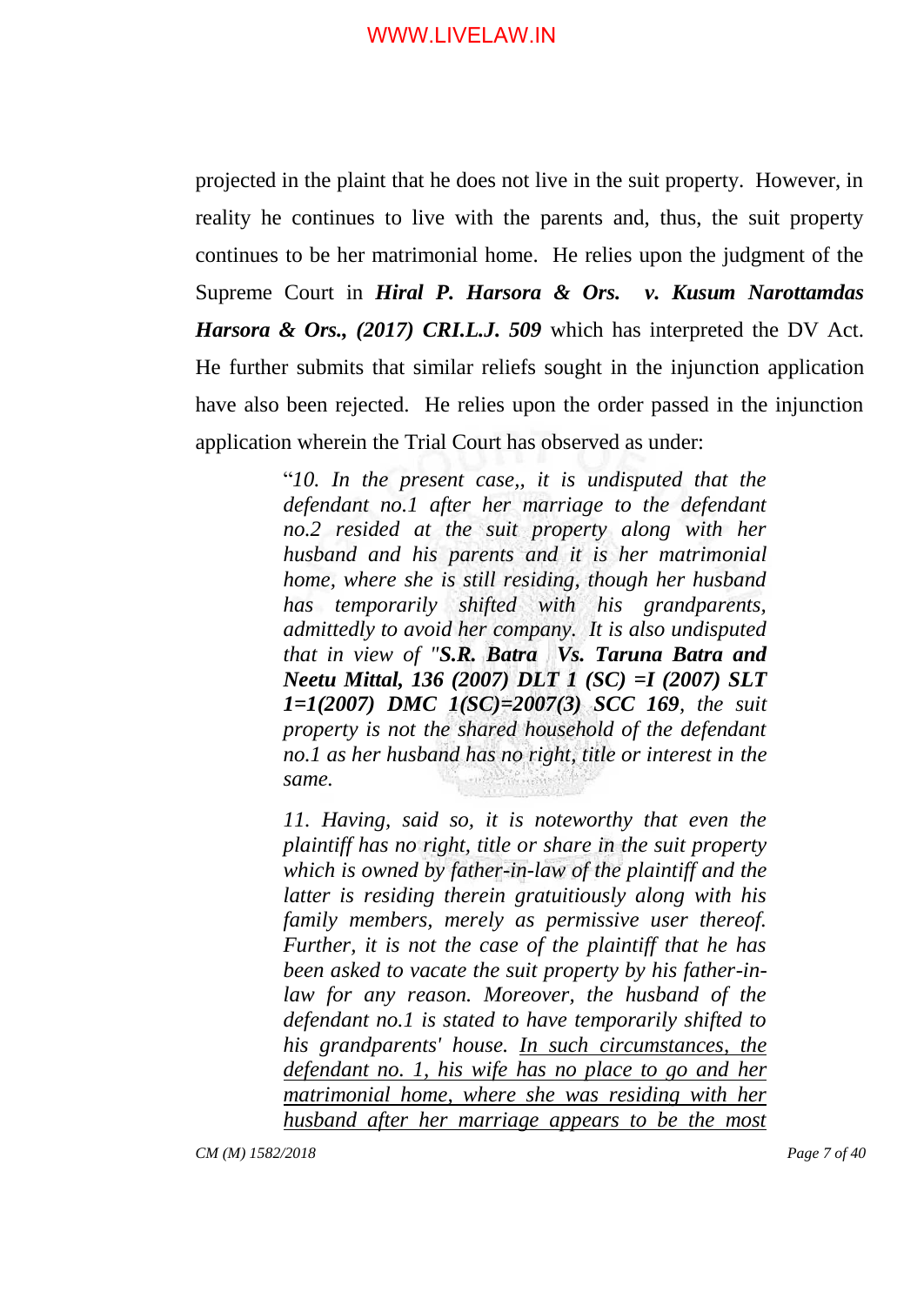projected in the plaint that he does not live in the suit property. However, in reality he continues to live with the parents and, thus, the suit property continues to be her matrimonial home. He relies upon the judgment of the Supreme Court in ***Hiral P. Harsora & Ors. v. Kusum Narottamdas Harsora & Ors., (2017) CRI.L.J. 509*** which has interpreted the DV Act. He further submits that similar reliefs sought in the injunction application have also been rejected. He relies upon the order passed in the injunction application wherein the Trial Court has observed as under:

> "*10. In the present case,, it is undisputed that the defendant no.1 after her marriage to the defendant no.2 resided at the suit property along with her husband and his parents and it is her matrimonial home, where she is still residing, though her husband has temporarily shifted with his grandparents, admittedly to avoid her company. It is also undisputed that in view of "**S.R. Batra Vs. Taruna Batra and Neetu Mittal, 136 (2007) DLT 1 (SC) =I (2007) SLT 1=1(2007) DMC 1(SC)=2007(3) SCC 169**, the suit property is not the shared household of the defendant no.1 as her husband has no right, title or interest in the same.*
>
> *11. Having, said so, it is noteworthy that even the plaintiff has no right, title or share in the suit property which is owned by father-in-law of the plaintiff and the latter is residing therein gratuitiously along with his family members, merely as permissive user thereof. Further, it is not the case of the plaintiff that he has been asked to vacate the suit property by his father-in-law for any reason. Moreover, the husband of the defendant no.1 is stated to have temporarily shifted to his grandparents' house. <u>In such circumstances, the defendant no. 1, his wife has no place to go and her matrimonial home, where she was residing with her husband after her marriage appears to be the most</u>*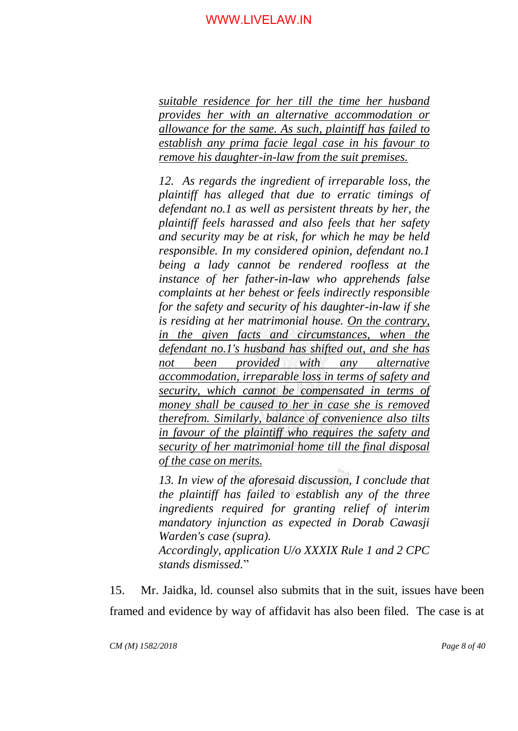> *<u>suitable residence for her till the time her husband provides her with an alternative accommodation or allowance for the same. As such, plaintiff has failed to establish any prima facie legal case in his favour to remove his daughter-in-law from the suit premises.</u>*
>
> *12. As regards the ingredient of irreparable loss, the plaintiff has alleged that due to erratic timings of defendant no.1 as well as persistent threats by her, the plaintiff feels harassed and also feels that her safety and security may be at risk, for which he may be held responsible. In my considered opinion, defendant no.1 being a lady cannot be rendered roofless at the instance of her father-in-law who apprehends false complaints at her behest or feels indirectly responsible for the safety and security of his daughter-in-law if she is residing at her matrimonial house. <u>On the contrary, in the given facts and circumstances, when the defendant no.1's husband has shifted out, and she has not been provided with any alternative accommodation, irreparable loss in terms of safety and security, which cannot be compensated in terms of money shall be caused to her in case she is removed therefrom. Similarly, balance of convenience also tilts in favour of the plaintiff who requires the safety and security of her matrimonial home till the final disposal of the case on merits.</u>*
>
> *13. In view of the aforesaid discussion, I conclude that the plaintiff has failed to establish any of the three ingredients required for granting relief of interim mandatory injunction as expected in Dorab Cawasji Warden's case (supra).*
>
> *Accordingly, application U/o XXXIX Rule 1 and 2 CPC stands dismissed.*"

15. Mr. Jaidka, ld. counsel also submits that in the suit, issues have been framed and evidence by way of affidavit has also been filed. The case is at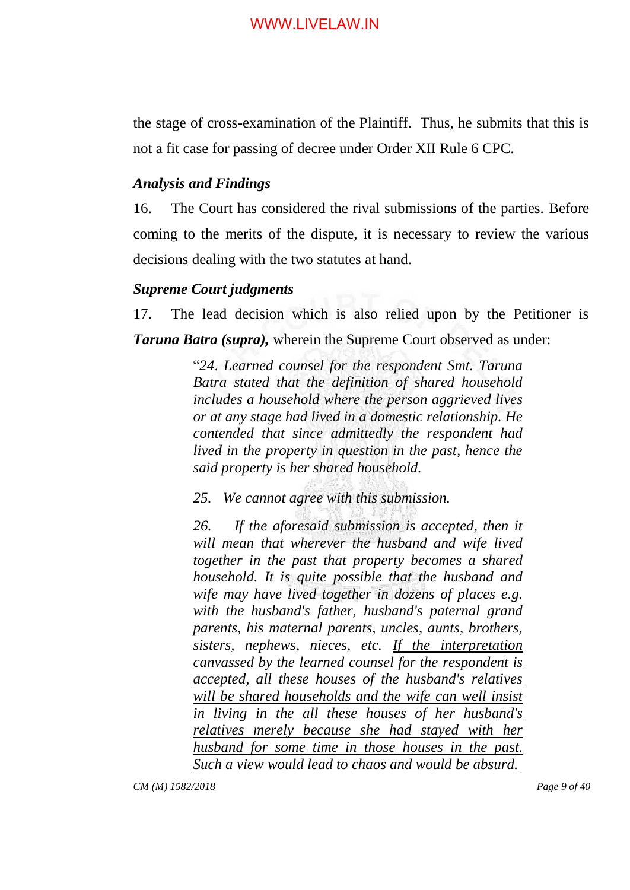the stage of cross-examination of the Plaintiff. Thus, he submits that this is not a fit case for passing of decree under Order XII Rule 6 CPC.

***Analysis and Findings***

16. The Court has considered the rival submissions of the parties. Before coming to the merits of the dispute, it is necessary to review the various decisions dealing with the two statutes at hand.

***Supreme Court judgments***

17. The lead decision which is also relied upon by the Petitioner is ***Taruna Batra (supra),*** wherein the Supreme Court observed as under:

> "*24. Learned counsel for the respondent Smt. Taruna Batra stated that the definition of shared household includes a household where the person aggrieved lives or at any stage had lived in a domestic relationship. He contended that since admittedly the respondent had lived in the property in question in the past, hence the said property is her shared household.*
>
> *25. We cannot agree with this submission.*
>
> *26. If the aforesaid submission is accepted, then it will mean that wherever the husband and wife lived together in the past that property becomes a shared household. It is quite possible that the husband and wife may have lived together in dozens of places e.g. with the husband's father, husband's paternal grand parents, his maternal parents, uncles, aunts, brothers, sisters, nephews, nieces, etc. <u>If the interpretation canvassed by the learned counsel for the respondent is accepted, all these houses of the husband's relatives will be shared households and the wife can well insist in living in the all these houses of her husband's relatives merely because she had stayed with her husband for some time in those houses in the past. Such a view would lead to chaos and would be absurd.</u>*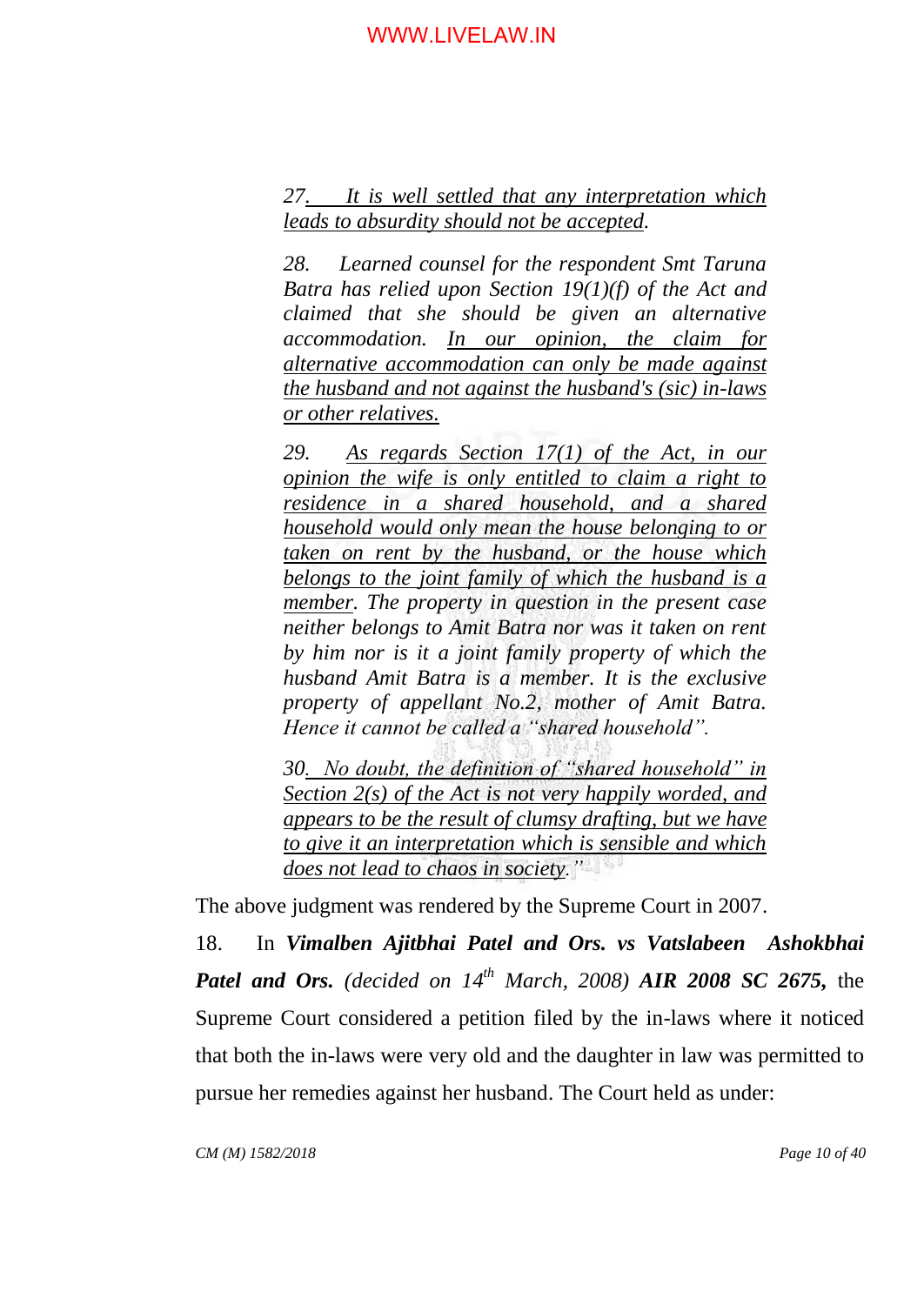> *27. <u>It is well settled that any interpretation which leads to absurdity should not be accepted</u>.*
>
> *28. Learned counsel for the respondent Smt Taruna Batra has relied upon Section 19(1)(f) of the Act and claimed that she should be given an alternative accommodation. <u>In our opinion, the claim for alternative accommodation can only be made against the husband and not against the husband's (sic) in-laws or other relatives.</u>*
>
> *29. <u>As regards Section 17(1) of the Act, in our opinion the wife is only entitled to claim a right to residence in a shared household, and a shared household would only mean the house belonging to or taken on rent by the husband, or the house which belongs to the joint family of which the husband is a member</u>. The property in question in the present case neither belongs to Amit Batra nor was it taken on rent by him nor is it a joint family property of which the husband Amit Batra is a member. It is the exclusive property of appellant No.2, mother of Amit Batra. Hence it cannot be called a "shared household".*
>
> *30. <u>No doubt, the definition of "shared household" in Section 2(s) of the Act is not very happily worded, and appears to be the result of clumsy drafting, but we have to give it an interpretation which is sensible and which does not lead to chaos in society</u>."*

The above judgment was rendered by the Supreme Court in 2007.

18. In ***Vimalben Ajitbhai Patel and Ors. vs Vatslabeen Ashokbhai Patel and Ors.*** *(decided on 14th March, 2008)* ***AIR 2008 SC 2675,*** the Supreme Court considered a petition filed by the in-laws where it noticed that both the in-laws were very old and the daughter in law was permitted to pursue her remedies against her husband. The Court held as under: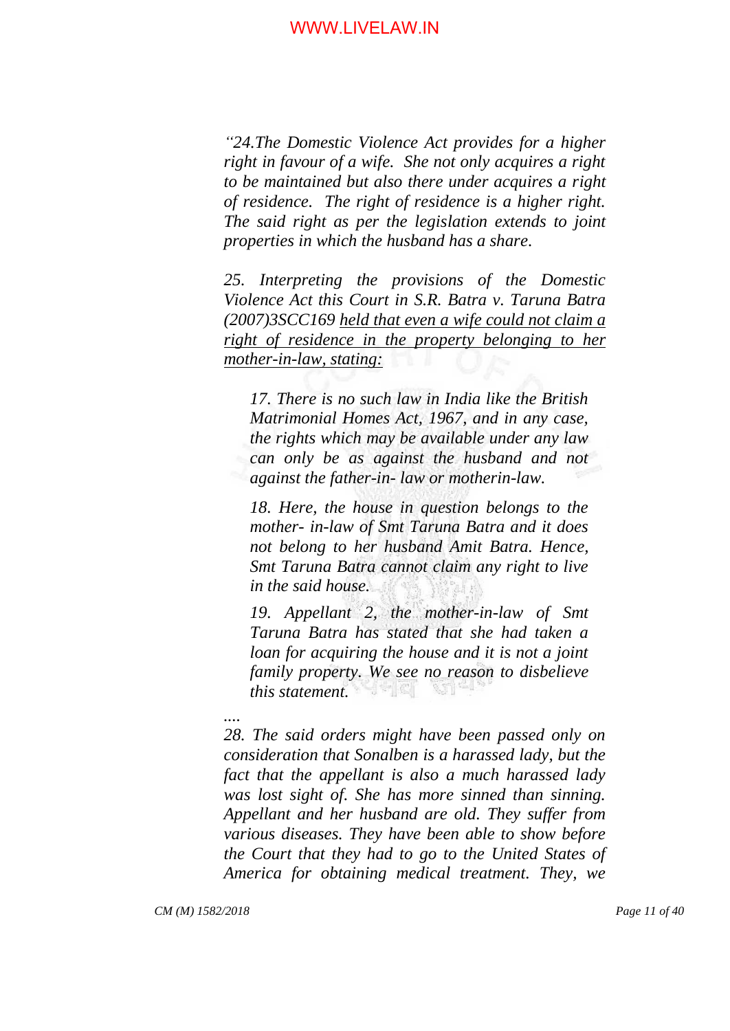*"24.The Domestic Violence Act provides for a higher right in favour of a wife. She not only acquires a right to be maintained but also there under acquires a right of residence. The right of residence is a higher right. The said right as per the legislation extends to joint properties in which the husband has a share.*

*25. Interpreting the provisions of the Domestic Violence Act this Court in S.R. Batra v. Taruna Batra (2007)3SCC169 <u>held that even a wife could not claim a right of residence in the property belonging to her mother-in-law, stating:</u>*

> *17. There is no such law in India like the British Matrimonial Homes Act, 1967, and in any case, the rights which may be available under any law can only be as against the husband and not against the father-in- law or motherin-law.*
>
> *18. Here, the house in question belongs to the mother- in-law of Smt Taruna Batra and it does not belong to her husband Amit Batra. Hence, Smt Taruna Batra cannot claim any right to live in the said house.*
>
> *19. Appellant 2, the mother-in-law of Smt Taruna Batra has stated that she had taken a loan for acquiring the house and it is not a joint family property. We see no reason to disbelieve this statement.*

*....*

*28. The said orders might have been passed only on consideration that Sonalben is a harassed lady, but the fact that the appellant is also a much harassed lady was lost sight of. She has more sinned than sinning. Appellant and her husband are old. They suffer from various diseases. They have been able to show before the Court that they had to go to the United States of America for obtaining medical treatment. They, we*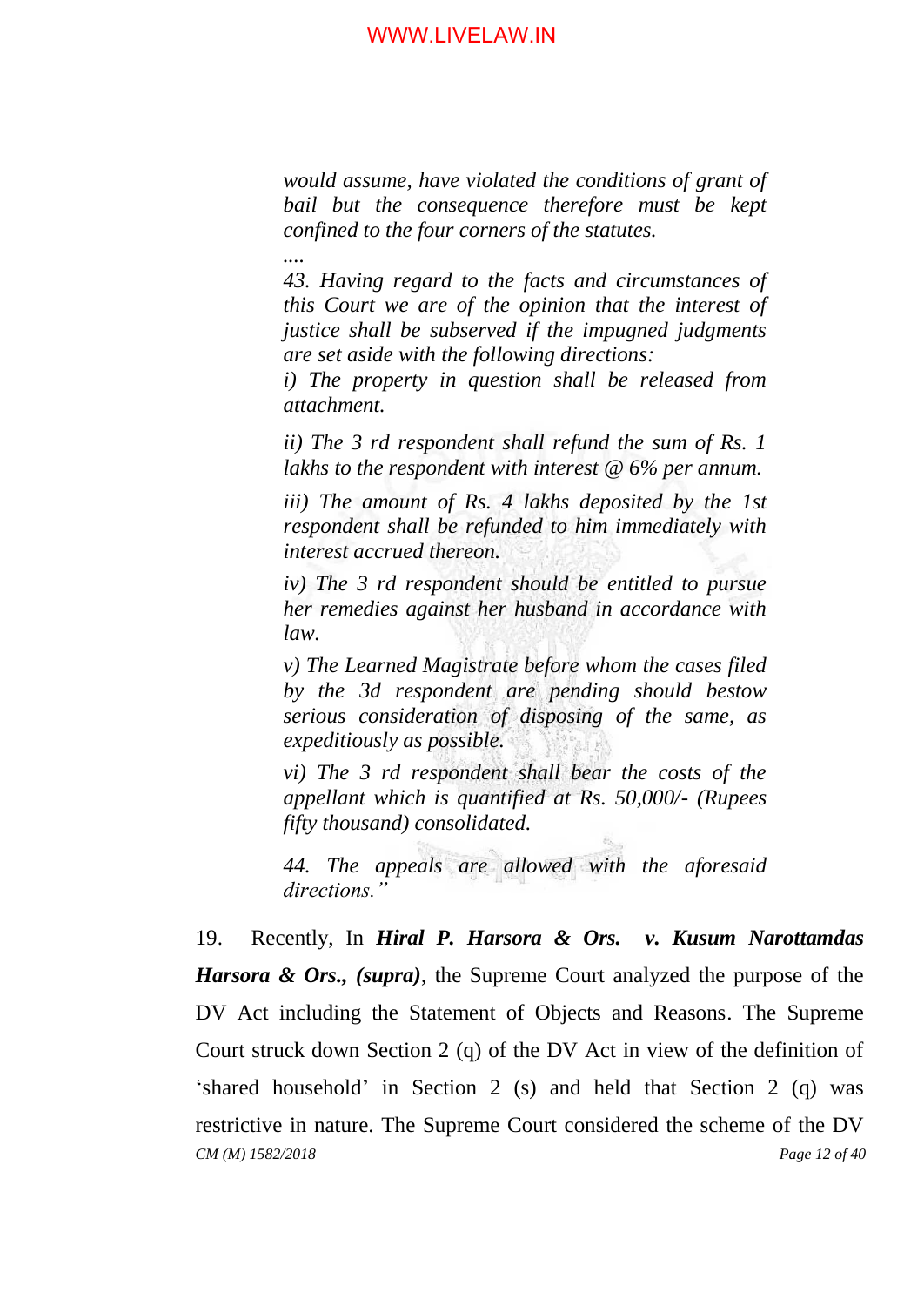*would assume, have violated the conditions of grant of bail but the consequence therefore must be kept confined to the four corners of the statutes.*

*....*

*43. Having regard to the facts and circumstances of this Court we are of the opinion that the interest of justice shall be subserved if the impugned judgments are set aside with the following directions:*

*i) The property in question shall be released from attachment.*

*ii) The 3 rd respondent shall refund the sum of Rs. 1 lakhs to the respondent with interest @ 6% per annum.*

*iii) The amount of Rs. 4 lakhs deposited by the 1st respondent shall be refunded to him immediately with interest accrued thereon.*

*iv) The 3 rd respondent should be entitled to pursue her remedies against her husband in accordance with law.*

*v) The Learned Magistrate before whom the cases filed by the 3d respondent are pending should bestow serious consideration of disposing of the same, as expeditiously as possible.*

*vi) The 3 rd respondent shall bear the costs of the appellant which is quantified at Rs. 50,000/- (Rupees fifty thousand) consolidated.*

*44. The appeals are allowed with the aforesaid directions."*

19. Recently, In ***Hiral P. Harsora & Ors. v. Kusum Narottamdas Harsora & Ors., (supra)***, the Supreme Court analyzed the purpose of the DV Act including the Statement of Objects and Reasons. The Supreme Court struck down Section 2 (q) of the DV Act in view of the definition of 'shared household' in Section 2 (s) and held that Section 2 (q) was restrictive in nature. The Supreme Court considered the scheme of the DV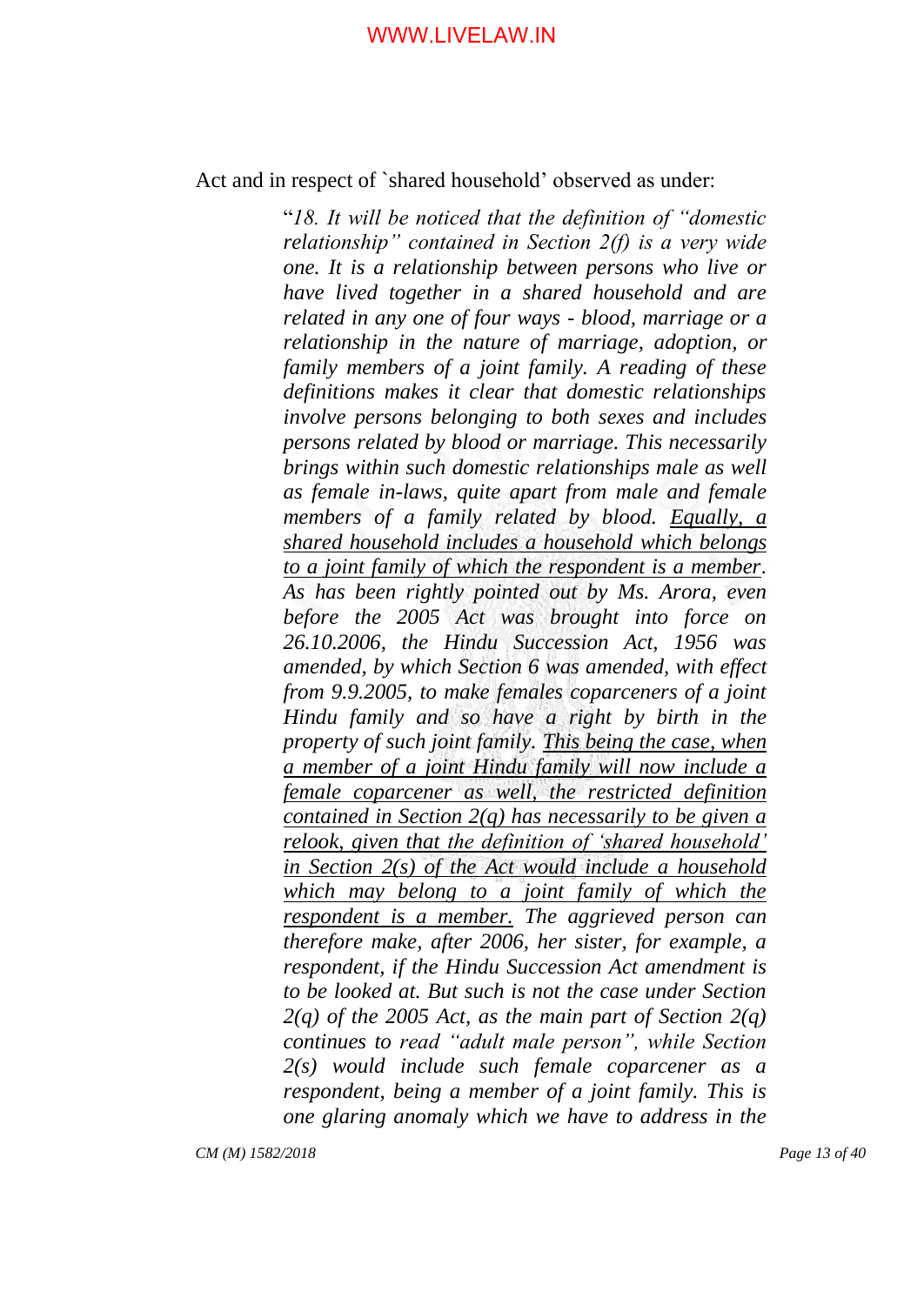Act and in respect of `shared household' observed as under:

> "*18. It will be noticed that the definition of "domestic relationship" contained in Section 2(f) is a very wide one. It is a relationship between persons who live or have lived together in a shared household and are related in any one of four ways - blood, marriage or a relationship in the nature of marriage, adoption, or family members of a joint family. A reading of these definitions makes it clear that domestic relationships involve persons belonging to both sexes and includes persons related by blood or marriage. This necessarily brings within such domestic relationships male as well as female in-laws, quite apart from male and female members of a family related by blood. <u>Equally, a shared household includes a household which belongs to a joint family of which the respondent is a member</u>. As has been rightly pointed out by Ms. Arora, even before the 2005 Act was brought into force on 26.10.2006, the Hindu Succession Act, 1956 was amended, by which Section 6 was amended, with effect from 9.9.2005, to make females coparceners of a joint Hindu family and so have a right by birth in the property of such joint family. <u>This being the case, when a member of a joint Hindu family will now include a female coparcener as well, the restricted definition contained in Section 2(q) has necessarily to be given a relook, given that the definition of 'shared household' in Section 2(s) of the Act would include a household which may belong to a joint family of which the respondent is a member.</u> The aggrieved person can therefore make, after 2006, her sister, for example, a respondent, if the Hindu Succession Act amendment is to be looked at. But such is not the case under Section 2(q) of the 2005 Act, as the main part of Section 2(q) continues to read "adult male person", while Section 2(s) would include such female coparcener as a respondent, being a member of a joint family. This is one glaring anomaly which we have to address in the*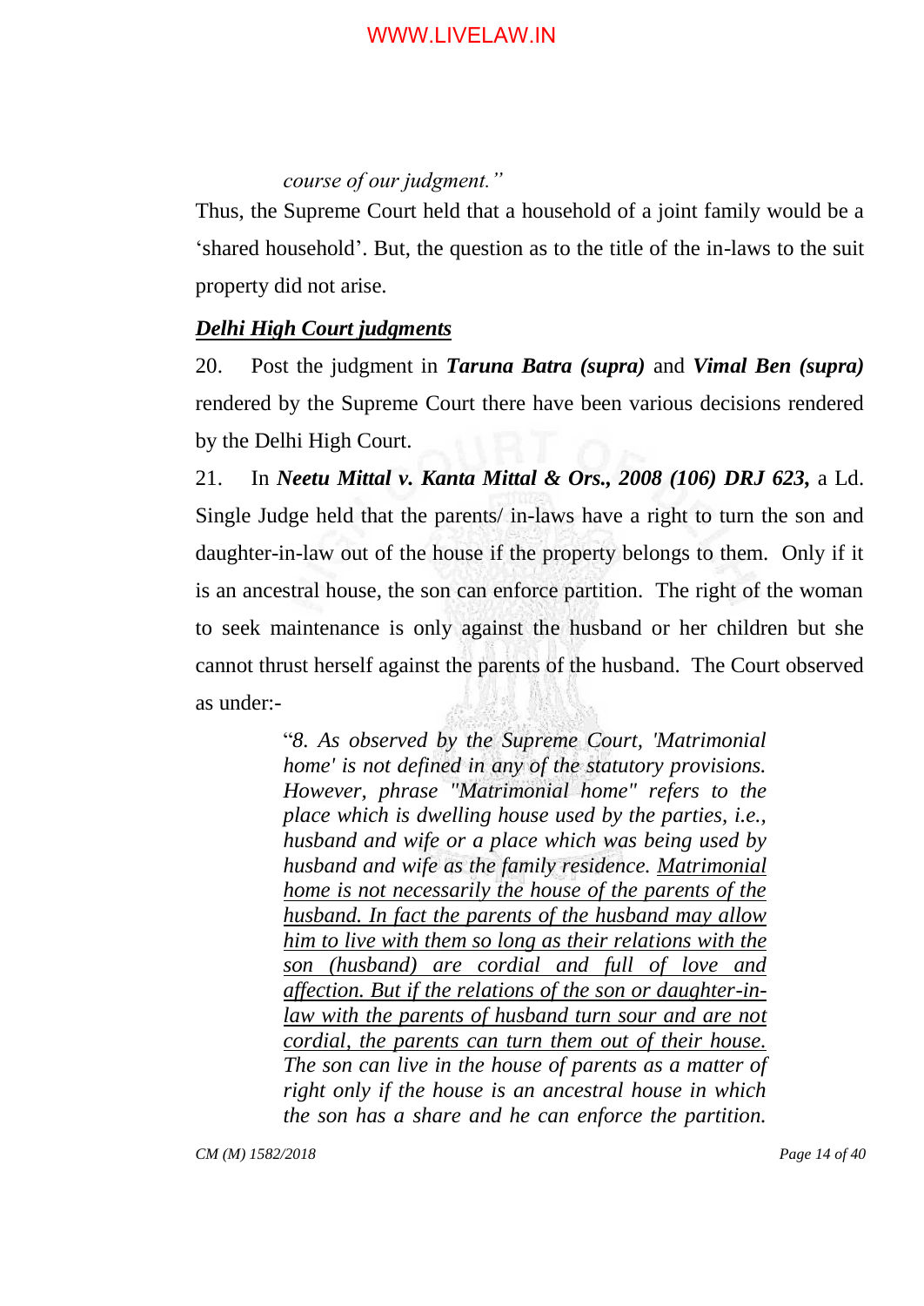*course of our judgment."*

Thus, the Supreme Court held that a household of a joint family would be a 'shared household'. But, the question as to the title of the in-laws to the suit property did not arise.

***Delhi High Court judgments***

20. Post the judgment in ***Taruna Batra (supra)*** and ***Vimal Ben (supra)*** rendered by the Supreme Court there have been various decisions rendered by the Delhi High Court.

21. In ***Neetu Mittal v. Kanta Mittal & Ors., 2008 (106) DRJ 623,*** a Ld. Single Judge held that the parents/ in-laws have a right to turn the son and daughter-in-law out of the house if the property belongs to them. Only if it is an ancestral house, the son can enforce partition. The right of the woman to seek maintenance is only against the husband or her children but she cannot thrust herself against the parents of the husband. The Court observed as under:-

> "*8. As observed by the Supreme Court, 'Matrimonial home' is not defined in any of the statutory provisions. However, phrase "Matrimonial home" refers to the place which is dwelling house used by the parties, i.e., husband and wife or a place which was being used by husband and wife as the family residence. <u>Matrimonial home is not necessarily the house of the parents of the husband. In fact the parents of the husband may allow him to live with them so long as their relations with the son (husband) are cordial and full of love and affection. But if the relations of the son or daughter-in-law with the parents of husband turn sour and are not cordial, the parents can turn them out of their house.</u> The son can live in the house of parents as a matter of right only if the house is an ancestral house in which the son has a share and he can enforce the partition.*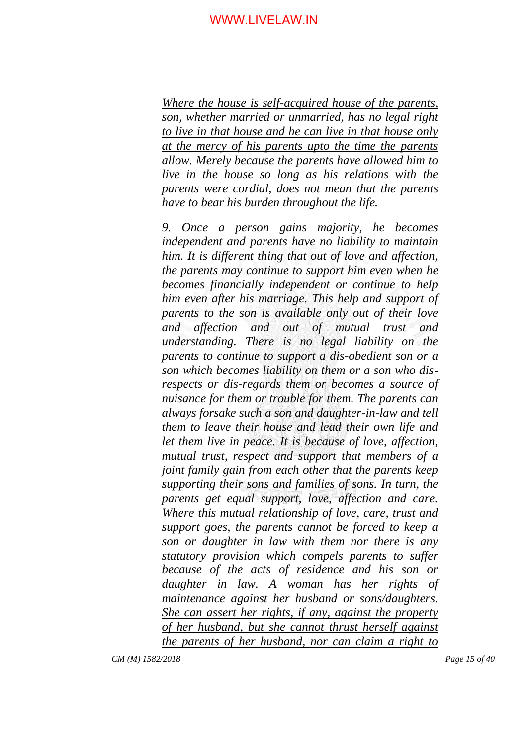*<u>Where the house is self-acquired house of the parents, son, whether married or unmarried, has no legal right to live in that house and he can live in that house only at the mercy of his parents upto the time the parents allow</u>. Merely because the parents have allowed him to live in the house so long as his relations with the parents were cordial, does not mean that the parents have to bear his burden throughout the life.*

*9. Once a person gains majority, he becomes independent and parents have no liability to maintain him. It is different thing that out of love and affection, the parents may continue to support him even when he becomes financially independent or continue to help him even after his marriage. This help and support of parents to the son is available only out of their love and affection and out of mutual trust and understanding. There is no legal liability on the parents to continue to support a dis-obedient son or a son which becomes liability on them or a son who dis-respects or dis-regards them or becomes a source of nuisance for them or trouble for them. The parents can always forsake such a son and daughter-in-law and tell them to leave their house and lead their own life and let them live in peace. It is because of love, affection, mutual trust, respect and support that members of a joint family gain from each other that the parents keep supporting their sons and families of sons. In turn, the parents get equal support, love, affection and care. Where this mutual relationship of love, care, trust and support goes, the parents cannot be forced to keep a son or daughter in law with them nor there is any statutory provision which compels parents to suffer because of the acts of residence and his son or daughter in law. A woman has her rights of maintenance against her husband or sons/daughters. <u>She can assert her rights, if any, against the property of her husband, but she cannot thrust herself against the parents of her husband, nor can claim a right to</u>*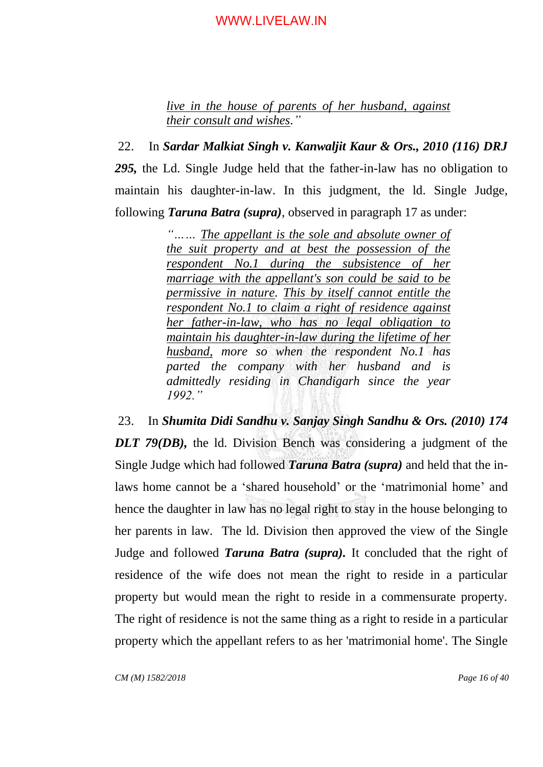> *live in the house of parents of her husband, against their consult and wishes."*

22. In ***Sardar Malkiat Singh v. Kanwaljit Kaur & Ors., 2010 (116) DRJ 295,*** the Ld. Single Judge held that the father-in-law has no obligation to maintain his daughter-in-law. In this judgment, the ld. Single Judge, following ***Taruna Batra (supra)***, observed in paragraph 17 as under:

> *"…… The appellant is the sole and absolute owner of the suit property and at best the possession of the respondent No.1 during the subsistence of her marriage with the appellant's son could be said to be permissive in nature. This by itself cannot entitle the respondent No.1 to claim a right of residence against her father-in-law, who has no legal obligation to maintain his daughter-in-law during the lifetime of her husband, more so when the respondent No.1 has parted the company with her husband and is admittedly residing in Chandigarh since the year 1992."*

23. In ***Shumita Didi Sandhu v. Sanjay Singh Sandhu & Ors. (2010) 174 DLT 79(DB),*** the ld. Division Bench was considering a judgment of the Single Judge which had followed ***Taruna Batra (supra)*** and held that the in-laws home cannot be a 'shared household' or the 'matrimonial home' and hence the daughter in law has no legal right to stay in the house belonging to her parents in law. The ld. Division then approved the view of the Single Judge and followed ***Taruna Batra (supra).*** It concluded that the right of residence of the wife does not mean the right to reside in a particular property but would mean the right to reside in a commensurate property. The right of residence is not the same thing as a right to reside in a particular property which the appellant refers to as her 'matrimonial home'. The Single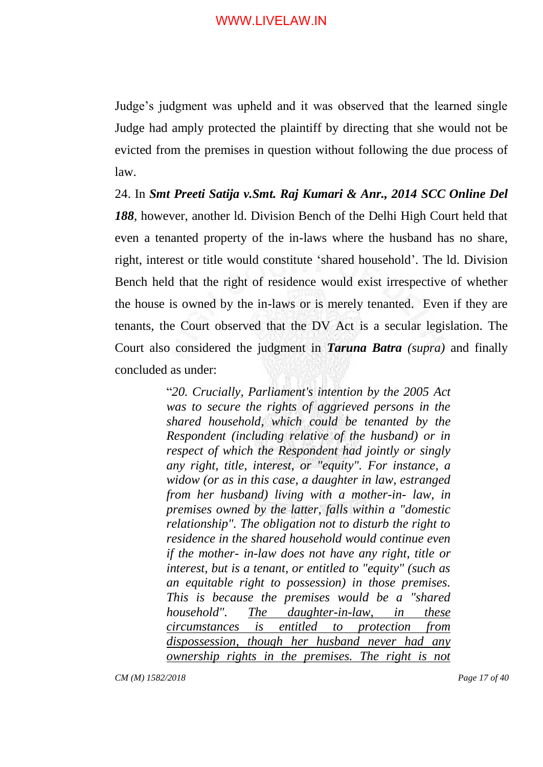Judge's judgment was upheld and it was observed that the learned single Judge had amply protected the plaintiff by directing that she would not be evicted from the premises in question without following the due process of law.

24. In ***Smt Preeti Satija v.Smt. Raj Kumari & Anr., 2014 SCC Online Del 188***, however, another ld. Division Bench of the Delhi High Court held that even a tenanted property of the in-laws where the husband has no share, right, interest or title would constitute 'shared household'. The ld. Division Bench held that the right of residence would exist irrespective of whether the house is owned by the in-laws or is merely tenanted. Even if they are tenants, the Court observed that the DV Act is a secular legislation. The Court also considered the judgment in ***Taruna Batra*** *(supra)* and finally concluded as under:

> "*20. Crucially, Parliament's intention by the 2005 Act was to secure the rights of aggrieved persons in the shared household, which could be tenanted by the Respondent (including relative of the husband) or in respect of which the Respondent had jointly or singly any right, title, interest, or "equity". For instance, a widow (or as in this case, a daughter in law, estranged from her husband) living with a mother-in- law, in premises owned by the latter, falls within a "domestic relationship". The obligation not to disturb the right to residence in the shared household would continue even if the mother- in-law does not have any right, title or interest, but is a tenant, or entitled to "equity" (such as an equitable right to possession) in those premises. This is because the premises would be a "shared household". <u>The daughter-in-law, in these circumstances is entitled to protection from dispossession, though her husband never had any ownership rights in the premises. The right is not</u>*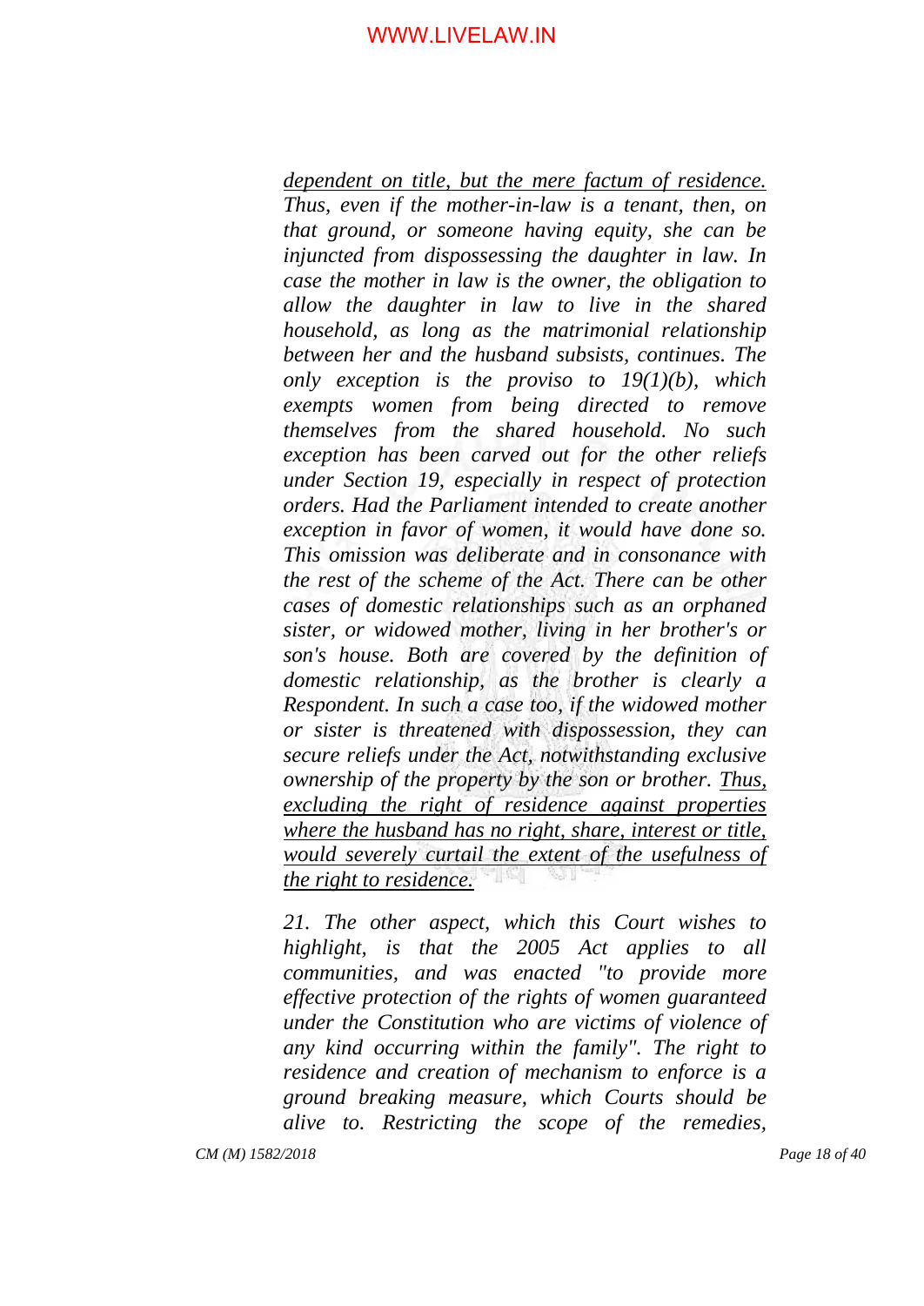*<u>dependent on title, but the mere factum of residence.</u> Thus, even if the mother-in-law is a tenant, then, on that ground, or someone having equity, she can be injuncted from dispossessing the daughter in law. In case the mother in law is the owner, the obligation to allow the daughter in law to live in the shared household, as long as the matrimonial relationship between her and the husband subsists, continues. The only exception is the proviso to 19(1)(b), which exempts women from being directed to remove themselves from the shared household. No such exception has been carved out for the other reliefs under Section 19, especially in respect of protection orders. Had the Parliament intended to create another exception in favor of women, it would have done so. This omission was deliberate and in consonance with the rest of the scheme of the Act. There can be other cases of domestic relationships such as an orphaned sister, or widowed mother, living in her brother's or son's house. Both are covered by the definition of domestic relationship, as the brother is clearly a Respondent. In such a case too, if the widowed mother or sister is threatened with dispossession, they can secure reliefs under the Act, notwithstanding exclusive ownership of the property by the son or brother. <u>Thus, excluding the right of residence against properties where the husband has no right, share, interest or title, would severely curtail the extent of the usefulness of the right to residence.</u>*

*21. The other aspect, which this Court wishes to highlight, is that the 2005 Act applies to all communities, and was enacted "to provide more effective protection of the rights of women guaranteed under the Constitution who are victims of violence of any kind occurring within the family". The right to residence and creation of mechanism to enforce is a ground breaking measure, which Courts should be alive to. Restricting the scope of the remedies,*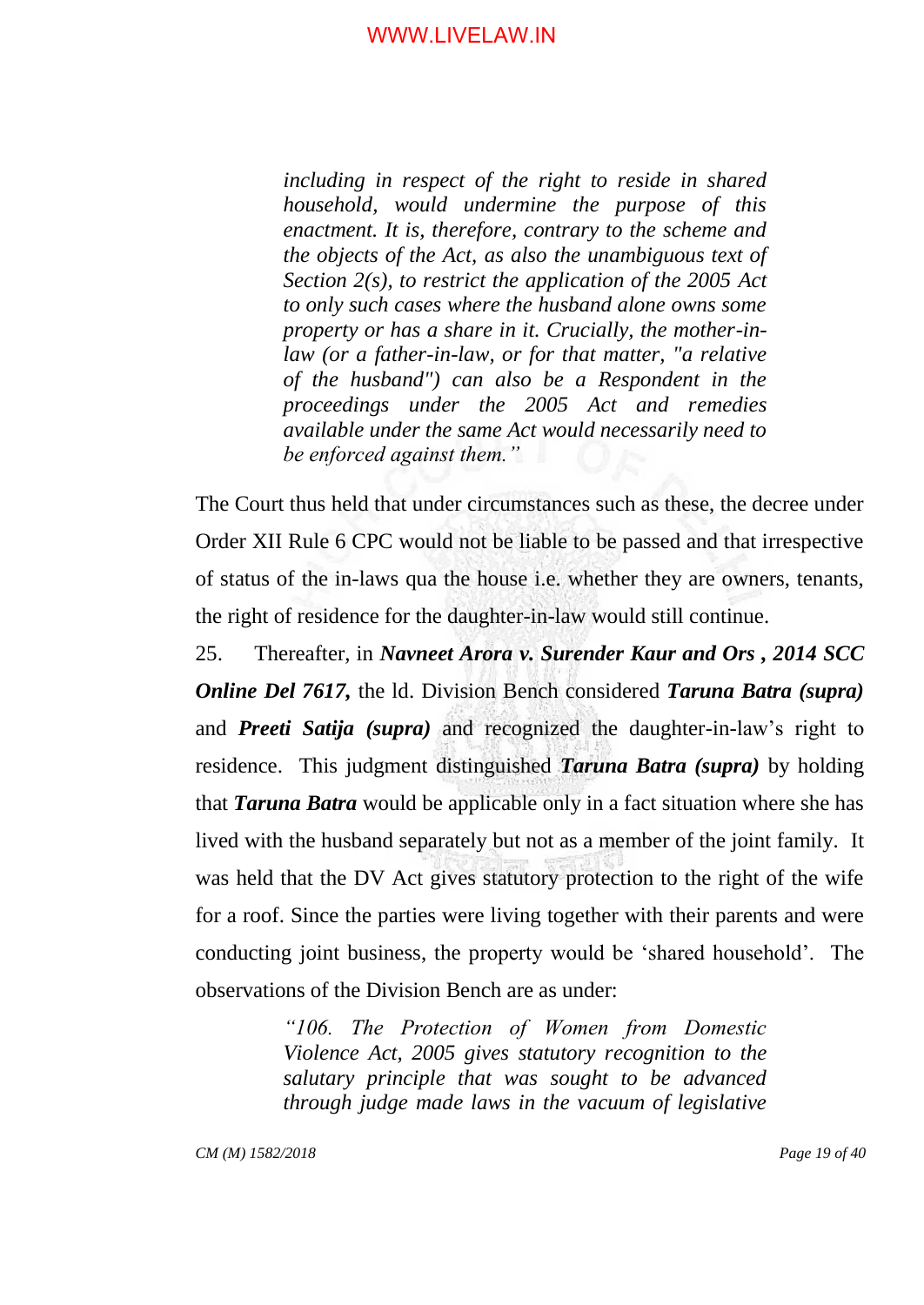> *including in respect of the right to reside in shared household, would undermine the purpose of this enactment. It is, therefore, contrary to the scheme and the objects of the Act, as also the unambiguous text of Section 2(s), to restrict the application of the 2005 Act to only such cases where the husband alone owns some property or has a share in it. Crucially, the mother-in-law (or a father-in-law, or for that matter, "a relative of the husband") can also be a Respondent in the proceedings under the 2005 Act and remedies available under the same Act would necessarily need to be enforced against them."*

The Court thus held that under circumstances such as these, the decree under Order XII Rule 6 CPC would not be liable to be passed and that irrespective of status of the in-laws qua the house i.e. whether they are owners, tenants, the right of residence for the daughter-in-law would still continue.

25. Thereafter, in ***Navneet Arora v. Surender Kaur and Ors , 2014 SCC Online Del 7617,*** the ld. Division Bench considered ***Taruna Batra (supra)*** and ***Preeti Satija (supra)*** and recognized the daughter-in-law's right to residence. This judgment distinguished ***Taruna Batra (supra)*** by holding that ***Taruna Batra*** would be applicable only in a fact situation where she has lived with the husband separately but not as a member of the joint family. It was held that the DV Act gives statutory protection to the right of the wife for a roof. Since the parties were living together with their parents and were conducting joint business, the property would be 'shared household'. The observations of the Division Bench are as under:

> *"106. The Protection of Women from Domestic Violence Act, 2005 gives statutory recognition to the salutary principle that was sought to be advanced through judge made laws in the vacuum of legislative*

CM (M) 1582/2018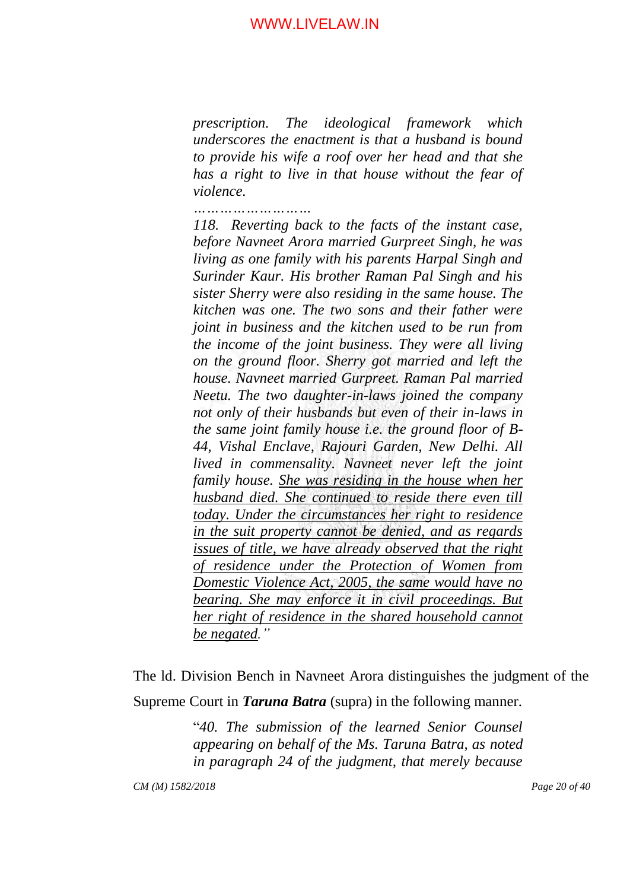> *prescription. The ideological framework which underscores the enactment is that a husband is bound to provide his wife a roof over her head and that she has a right to live in that house without the fear of violence.*
>
> *……………………*
>
> *118. Reverting back to the facts of the instant case, before Navneet Arora married Gurpreet Singh, he was living as one family with his parents Harpal Singh and Surinder Kaur. His brother Raman Pal Singh and his sister Sherry were also residing in the same house. The kitchen was one. The two sons and their father were joint in business and the kitchen used to be run from the income of the joint business. They were all living on the ground floor. Sherry got married and left the house. Navneet married Gurpreet. Raman Pal married Neetu. The two daughter-in-laws joined the company not only of their husbands but even of their in-laws in the same joint family house i.e. the ground floor of B-44, Vishal Enclave, Rajouri Garden, New Delhi. All lived in commensality. Navneet never left the joint family house. <u>She was residing in the house when her husband died. She continued to reside there even till today. Under the circumstances her right to residence in the suit property cannot be denied, and as regards issues of title, we have already observed that the right of residence under the Protection of Women from Domestic Violence Act, 2005, the same would have no bearing. She may enforce it in civil proceedings. But her right of residence in the shared household cannot be negated</u>."*

The ld. Division Bench in Navneet Arora distinguishes the judgment of the Supreme Court in ***Taruna Batra*** (supra) in the following manner.

> "*40. The submission of the learned Senior Counsel appearing on behalf of the Ms. Taruna Batra, as noted in paragraph 24 of the judgment, that merely because*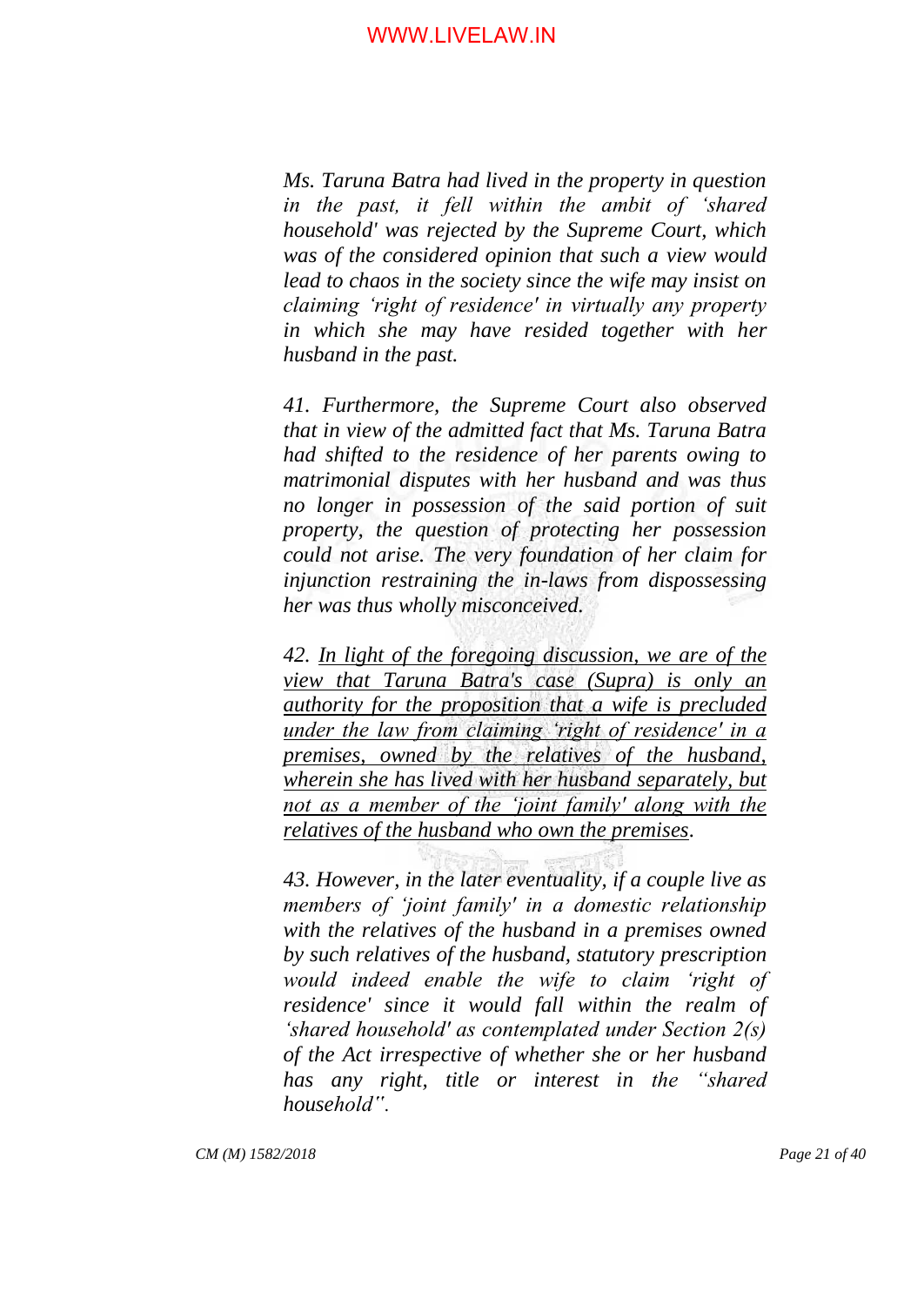*Ms. Taruna Batra had lived in the property in question in the past, it fell within the ambit of 'shared household' was rejected by the Supreme Court, which was of the considered opinion that such a view would lead to chaos in the society since the wife may insist on claiming 'right of residence' in virtually any property in which she may have resided together with her husband in the past.*

*41. Furthermore, the Supreme Court also observed that in view of the admitted fact that Ms. Taruna Batra had shifted to the residence of her parents owing to matrimonial disputes with her husband and was thus no longer in possession of the said portion of suit property, the question of protecting her possession could not arise. The very foundation of her claim for injunction restraining the in-laws from dispossessing her was thus wholly misconceived.*

*42. <u>In light of the foregoing discussion, we are of the view that Taruna Batra's case (Supra) is only an authority for the proposition that a wife is precluded under the law from claiming 'right of residence' in a premises, owned by the relatives of the husband, wherein she has lived with her husband separately, but not as a member of the 'joint family' along with the relatives of the husband who own the premises</u>.*

*43. However, in the later eventuality, if a couple live as members of 'joint family' in a domestic relationship with the relatives of the husband in a premises owned by such relatives of the husband, statutory prescription would indeed enable the wife to claim 'right of residence' since it would fall within the realm of 'shared household' as contemplated under Section 2(s) of the Act irrespective of whether she or her husband has any right, title or interest in the "shared household".*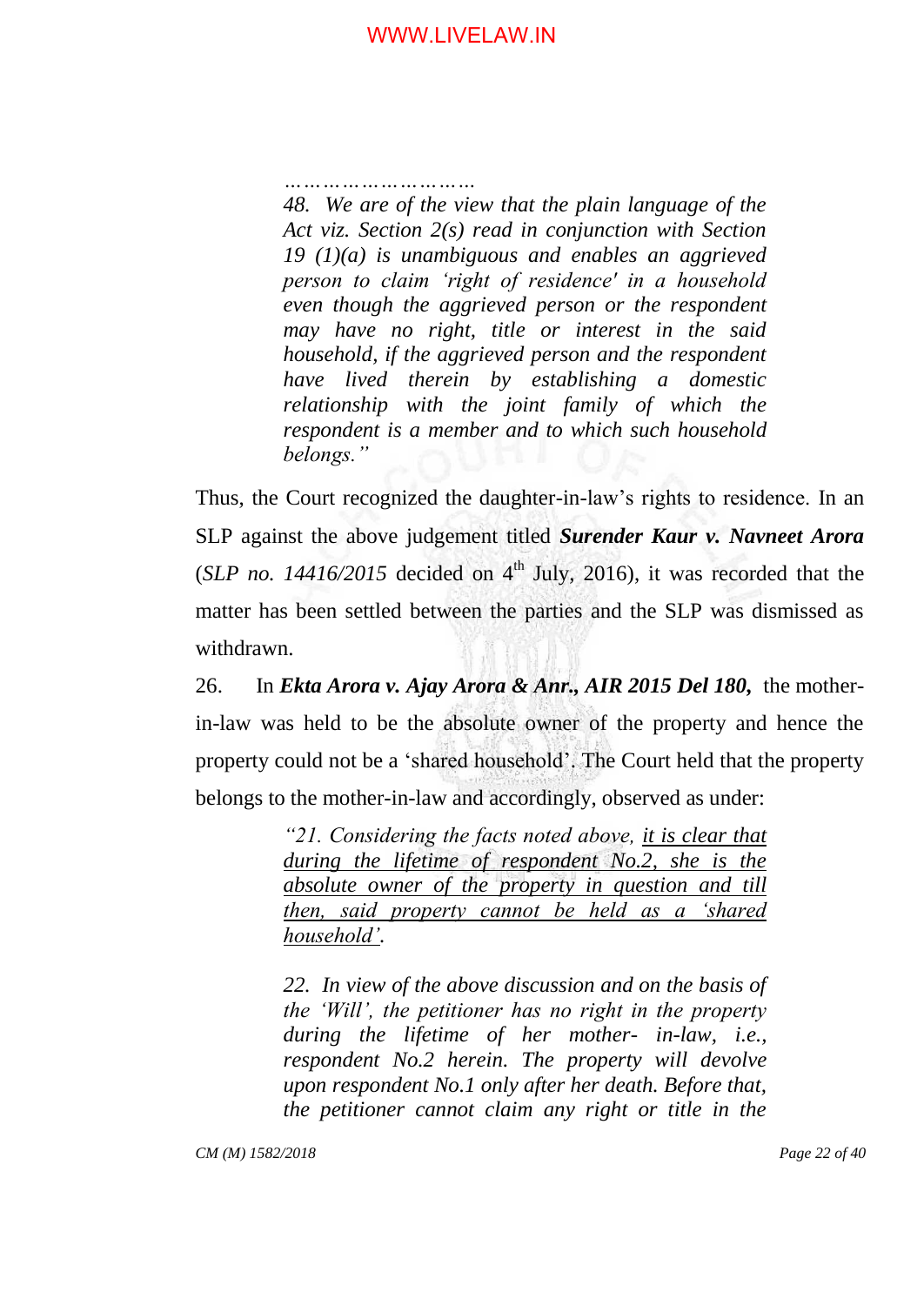> *…………………………*
>
> *48. We are of the view that the plain language of the Act viz. Section 2(s) read in conjunction with Section 19 (1)(a) is unambiguous and enables an aggrieved person to claim 'right of residence' in a household even though the aggrieved person or the respondent may have no right, title or interest in the said household, if the aggrieved person and the respondent have lived therein by establishing a domestic relationship with the joint family of which the respondent is a member and to which such household belongs."*

Thus, the Court recognized the daughter-in-law's rights to residence. In an SLP against the above judgement titled ***Surender Kaur v. Navneet Arora*** (*SLP no. 14416/2015* decided on 4th July, 2016), it was recorded that the matter has been settled between the parties and the SLP was dismissed as withdrawn.

26. In ***Ekta Arora v. Ajay Arora & Anr., AIR 2015 Del 180,*** the mother-in-law was held to be the absolute owner of the property and hence the property could not be a 'shared household'. The Court held that the property belongs to the mother-in-law and accordingly, observed as under:

> *"21. Considering the facts noted above, <u>it is clear that during the lifetime of respondent No.2, she is the absolute owner of the property in question and till then, said property cannot be held as a 'shared household'</u>.*
>
> *22. In view of the above discussion and on the basis of the 'Will', the petitioner has no right in the property during the lifetime of her mother- in-law, i.e., respondent No.2 herein. The property will devolve upon respondent No.1 only after her death. Before that, the petitioner cannot claim any right or title in the*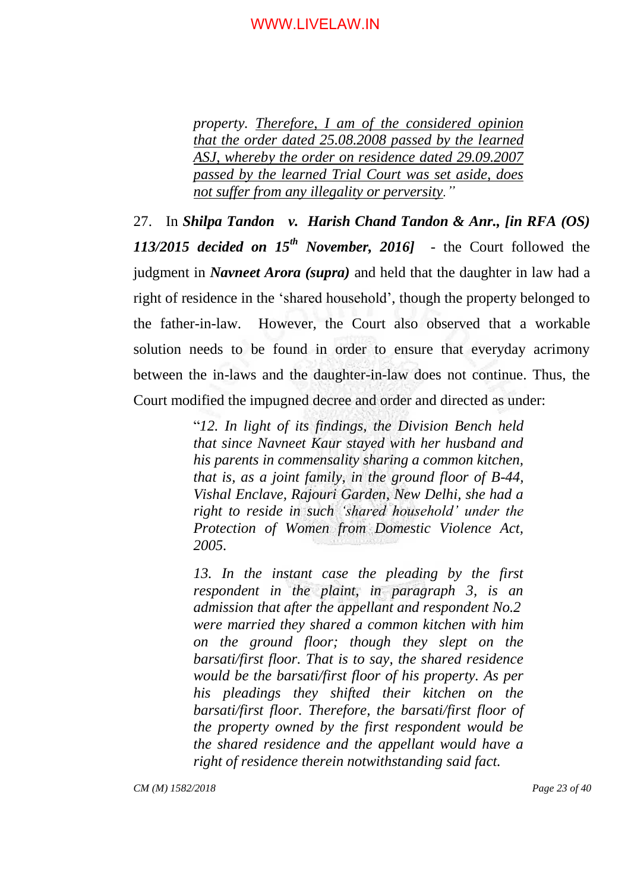> *property. <u>Therefore, I am of the considered opinion that the order dated 25.08.2008 passed by the learned ASJ, whereby the order on residence dated 29.09.2007 passed by the learned Trial Court was set aside, does not suffer from any illegality or perversity</u>."*

27. In ***Shilpa Tandon v. Harish Chand Tandon & Anr., [in RFA (OS) 113/2015 decided on 15th November, 2016]*** - the Court followed the judgment in ***Navneet Arora (supra)*** and held that the daughter in law had a right of residence in the 'shared household', though the property belonged to the father-in-law. However, the Court also observed that a workable solution needs to be found in order to ensure that everyday acrimony between the in-laws and the daughter-in-law does not continue. Thus, the Court modified the impugned decree and order and directed as under:

> "*12. In light of its findings, the Division Bench held that since Navneet Kaur stayed with her husband and his parents in commensality sharing a common kitchen, that is, as a joint family, in the ground floor of B-44, Vishal Enclave, Rajouri Garden, New Delhi, she had a right to reside in such 'shared household' under the Protection of Women from Domestic Violence Act, 2005.*
>
> *13. In the instant case the pleading by the first respondent in the plaint, in paragraph 3, is an admission that after the appellant and respondent No.2 were married they shared a common kitchen with him on the ground floor; though they slept on the barsati/first floor. That is to say, the shared residence would be the barsati/first floor of his property. As per his pleadings they shifted their kitchen on the barsati/first floor. Therefore, the barsati/first floor of the property owned by the first respondent would be the shared residence and the appellant would have a right of residence therein notwithstanding said fact.*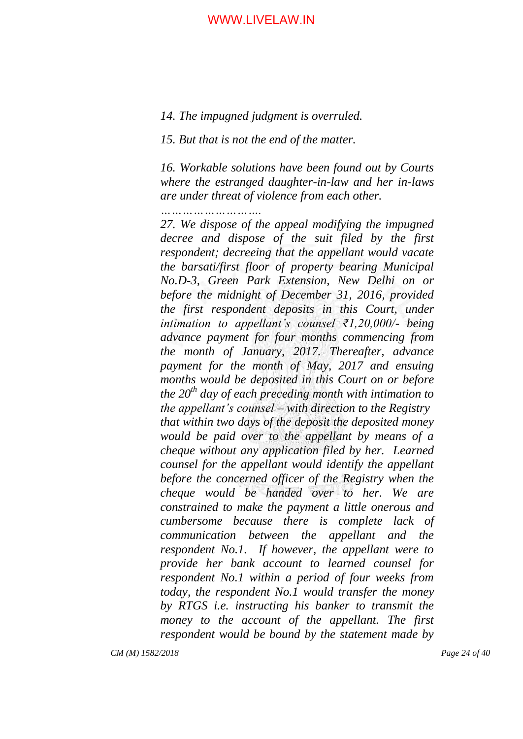*14. The impugned judgment is overruled.*

*15. But that is not the end of the matter.*

*16. Workable solutions have been found out by Courts where the estranged daughter-in-law and her in-laws are under threat of violence from each other.*

*……………………….*

*27. We dispose of the appeal modifying the impugned decree and dispose of the suit filed by the first respondent; decreeing that the appellant would vacate the barsati/first floor of property bearing Municipal No.D-3, Green Park Extension, New Delhi on or before the midnight of December 31, 2016, provided the first respondent deposits in this Court, under intimation to appellant's counsel ₹1,20,000/- being advance payment for four months commencing from the month of January, 2017. Thereafter, advance payment for the month of May, 2017 and ensuing months would be deposited in this Court on or before the 20th day of each preceding month with intimation to the appellant's counsel – with direction to the Registry that within two days of the deposit the deposited money would be paid over to the appellant by means of a cheque without any application filed by her. Learned counsel for the appellant would identify the appellant before the concerned officer of the Registry when the cheque would be handed over to her. We are constrained to make the payment a little onerous and cumbersome because there is complete lack of communication between the appellant and the respondent No.1. If however, the appellant were to provide her bank account to learned counsel for respondent No.1 within a period of four weeks from today, the respondent No.1 would transfer the money by RTGS i.e. instructing his banker to transmit the money to the account of the appellant. The first respondent would be bound by the statement made by*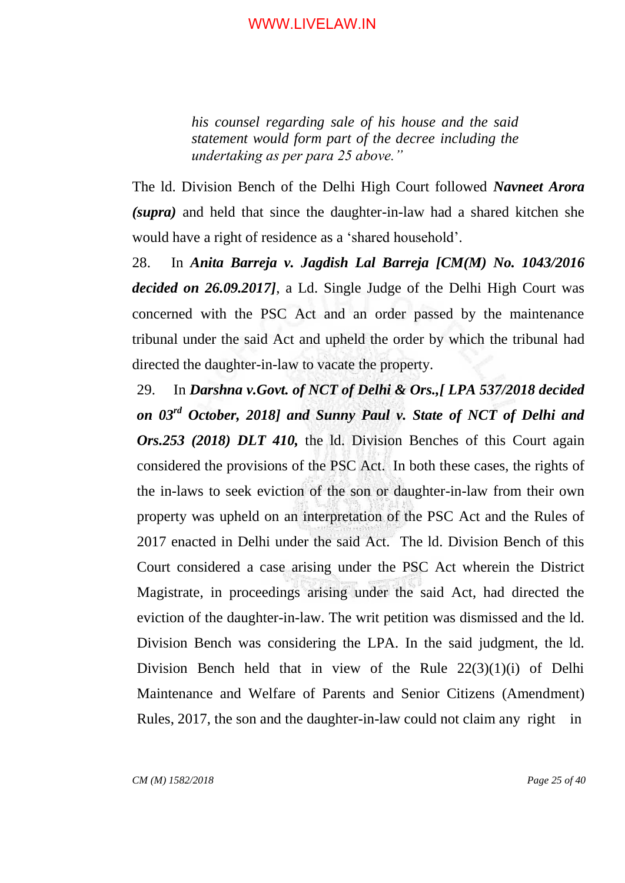> *his counsel regarding sale of his house and the said statement would form part of the decree including the undertaking as per para 25 above."*

The ld. Division Bench of the Delhi High Court followed ***Navneet Arora (supra)*** and held that since the daughter-in-law had a shared kitchen she would have a right of residence as a 'shared household'.

28. In ***Anita Barreja v. Jagdish Lal Barreja [CM(M) No. 1043/2016 decided on 26.09.2017]***, a Ld. Single Judge of the Delhi High Court was concerned with the PSC Act and an order passed by the maintenance tribunal under the said Act and upheld the order by which the tribunal had directed the daughter-in-law to vacate the property.

29. In ***Darshna v.Govt. of NCT of Delhi & Ors.,[ LPA 537/2018 decided on 03rd October, 2018] and Sunny Paul v. State of NCT of Delhi and Ors.253 (2018) DLT 410,*** the ld. Division Benches of this Court again considered the provisions of the PSC Act. In both these cases, the rights of the in-laws to seek eviction of the son or daughter-in-law from their own property was upheld on an interpretation of the PSC Act and the Rules of 2017 enacted in Delhi under the said Act. The ld. Division Bench of this Court considered a case arising under the PSC Act wherein the District Magistrate, in proceedings arising under the said Act, had directed the eviction of the daughter-in-law. The writ petition was dismissed and the ld. Division Bench was considering the LPA. In the said judgment, the ld. Division Bench held that in view of the Rule 22(3)(1)(i) of Delhi Maintenance and Welfare of Parents and Senior Citizens (Amendment) Rules, 2017, the son and the daughter-in-law could not claim any right in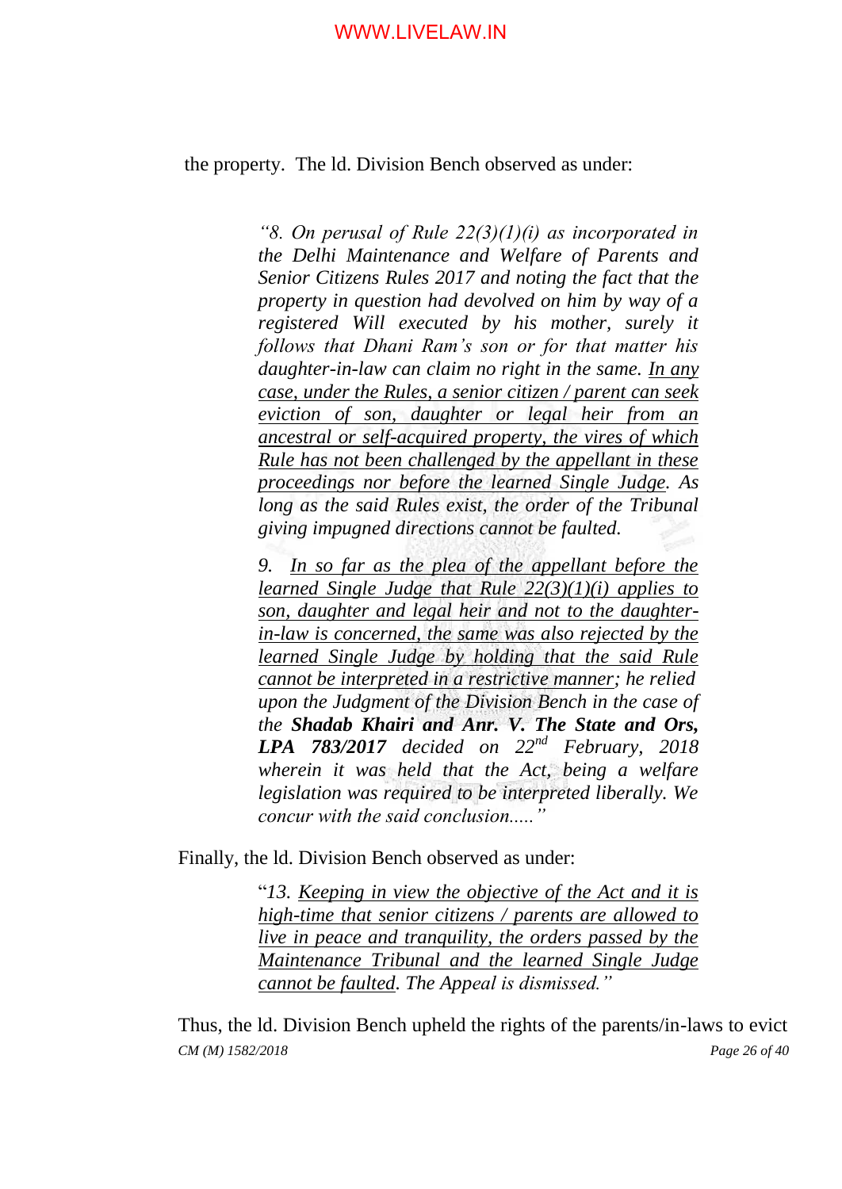the property. The ld. Division Bench observed as under:

> *"8. On perusal of Rule 22(3)(1)(i) as incorporated in the Delhi Maintenance and Welfare of Parents and Senior Citizens Rules 2017 and noting the fact that the property in question had devolved on him by way of a registered Will executed by his mother, surely it follows that Dhani Ram's son or for that matter his daughter-in-law can claim no right in the same. <u>In any case, under the Rules, a senior citizen / parent can seek eviction of son, daughter or legal heir from an ancestral or self-acquired property, the vires of which Rule has not been challenged by the appellant in these proceedings nor before the learned Single Judge</u>. As long as the said Rules exist, the order of the Tribunal giving impugned directions cannot be faulted.*
>
> *9. <u>In so far as the plea of the appellant before the learned Single Judge that Rule 22(3)(1)(i) applies to son, daughter and legal heir and not to the daughter-in-law is concerned, the same was also rejected by the learned Single Judge by holding that the said Rule cannot be interpreted in a restrictive manner</u>; he relied upon the Judgment of the Division Bench in the case of the **Shadab Khairi and Anr. V. The State and Ors, LPA 783/2017** decided on 22nd February, 2018 wherein it was held that the Act, being a welfare legislation was required to be interpreted liberally. We concur with the said conclusion....."*

Finally, the ld. Division Bench observed as under:

> "*13. <u>Keeping in view the objective of the Act and it is high-time that senior citizens / parents are allowed to live in peace and tranquility, the orders passed by the Maintenance Tribunal and the learned Single Judge cannot be faulted</u>. The Appeal is dismissed."*

Thus, the ld. Division Bench upheld the rights of the parents/in-laws to evict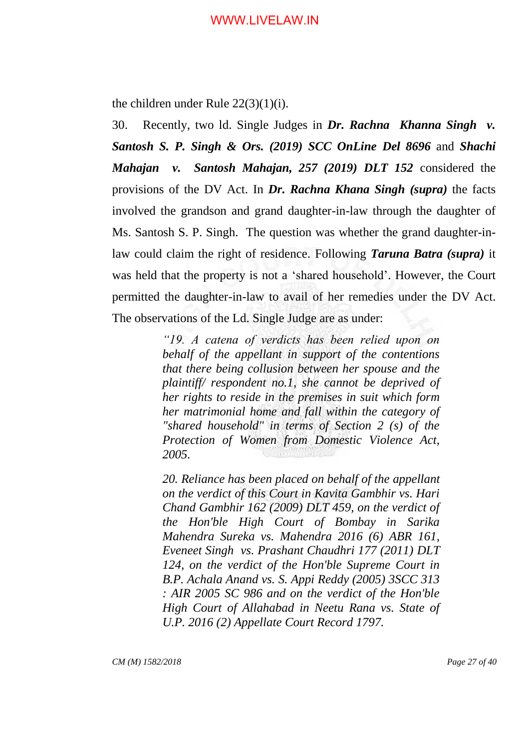the children under Rule 22(3)(1)(i).

30. Recently, two ld. Single Judges in ***Dr. Rachna Khanna Singh v. Santosh S. P. Singh & Ors. (2019) SCC OnLine Del 8696*** and ***Shachi Mahajan v. Santosh Mahajan, 257 (2019) DLT 152*** considered the provisions of the DV Act. In ***Dr. Rachna Khana Singh (supra)*** the facts involved the grandson and grand daughter-in-law through the daughter of Ms. Santosh S. P. Singh. The question was whether the grand daughter-in-law could claim the right of residence. Following ***Taruna Batra (supra)*** it was held that the property is not a 'shared household'. However, the Court permitted the daughter-in-law to avail of her remedies under the DV Act. The observations of the Ld. Single Judge are as under:

> *"19. A catena of verdicts has been relied upon on behalf of the appellant in support of the contentions that there being collusion between her spouse and the plaintiff/ respondent no.1, she cannot be deprived of her rights to reside in the premises in suit which form her matrimonial home and fall within the category of "shared household" in terms of Section 2 (s) of the Protection of Women from Domestic Violence Act, 2005.*
>
> *20. Reliance has been placed on behalf of the appellant on the verdict of this Court in Kavita Gambhir vs. Hari Chand Gambhir 162 (2009) DLT 459, on the verdict of the Hon'ble High Court of Bombay in Sarika Mahendra Sureka vs. Mahendra 2016 (6) ABR 161, Eveneet Singh vs. Prashant Chaudhri 177 (2011) DLT 124, on the verdict of the Hon'ble Supreme Court in B.P. Achala Anand vs. S. Appi Reddy (2005) 3SCC 313 : AIR 2005 SC 986 and on the verdict of the Hon'ble High Court of Allahabad in Neetu Rana vs. State of U.P. 2016 (2) Appellate Court Record 1797.*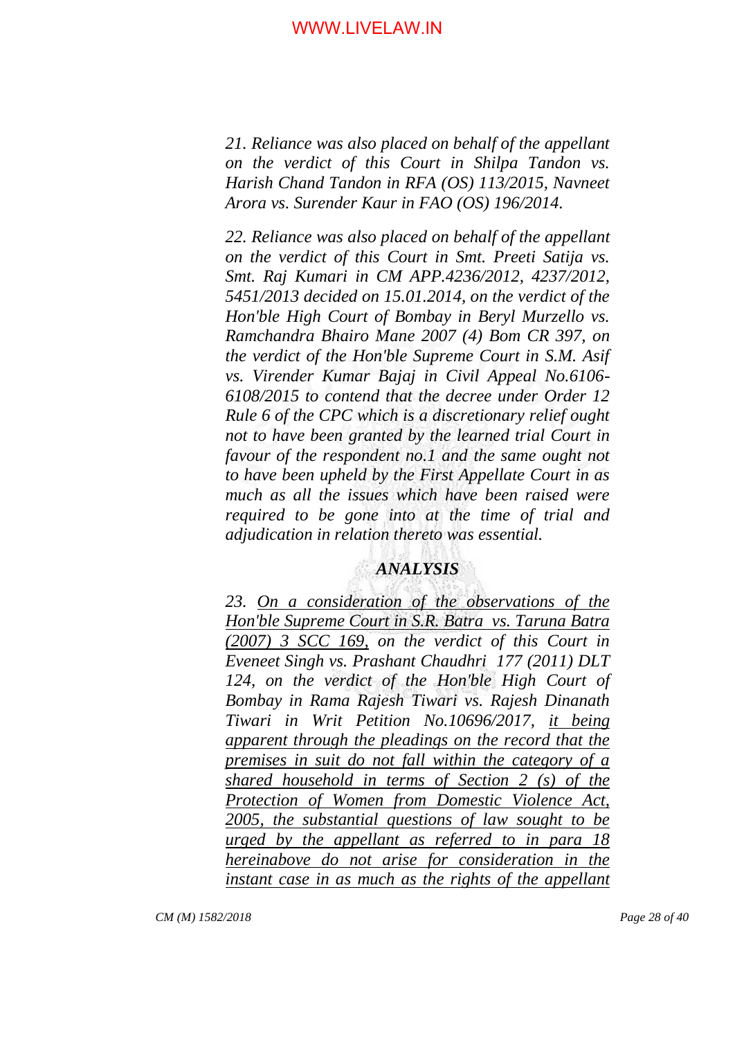*21. Reliance was also placed on behalf of the appellant on the verdict of this Court in Shilpa Tandon vs. Harish Chand Tandon in RFA (OS) 113/2015, Navneet Arora vs. Surender Kaur in FAO (OS) 196/2014.*

*22. Reliance was also placed on behalf of the appellant on the verdict of this Court in Smt. Preeti Satija vs. Smt. Raj Kumari in CM APP.4236/2012, 4237/2012, 5451/2013 decided on 15.01.2014, on the verdict of the Hon'ble High Court of Bombay in Beryl Murzello vs. Ramchandra Bhairo Mane 2007 (4) Bom CR 397, on the verdict of the Hon'ble Supreme Court in S.M. Asif vs. Virender Kumar Bajaj in Civil Appeal No.6106-6108/2015 to contend that the decree under Order 12 Rule 6 of the CPC which is a discretionary relief ought not to have been granted by the learned trial Court in favour of the respondent no.1 and the same ought not to have been upheld by the First Appellate Court in as much as all the issues which have been raised were required to be gone into at the time of trial and adjudication in relation thereto was essential.*

## *ANALYSIS*

*23. <u>On a consideration of the observations of the Hon'ble Supreme Court in S.R. Batra vs. Taruna Batra (2007) 3 SCC 169,</u> on the verdict of this Court in Eveneet Singh vs. Prashant Chaudhri 177 (2011) DLT 124, on the verdict of the Hon'ble High Court of Bombay in Rama Rajesh Tiwari vs. Rajesh Dinanath Tiwari in Writ Petition No.10696/2017, <u>it being apparent through the pleadings on the record that the premises in suit do not fall within the category of a shared household in terms of Section 2 (s) of the Protection of Women from Domestic Violence Act, 2005, the substantial questions of law sought to be urged by the appellant as referred to in para 18 hereinabove do not arise for consideration in the instant case in as much as the rights of the appellant</u>*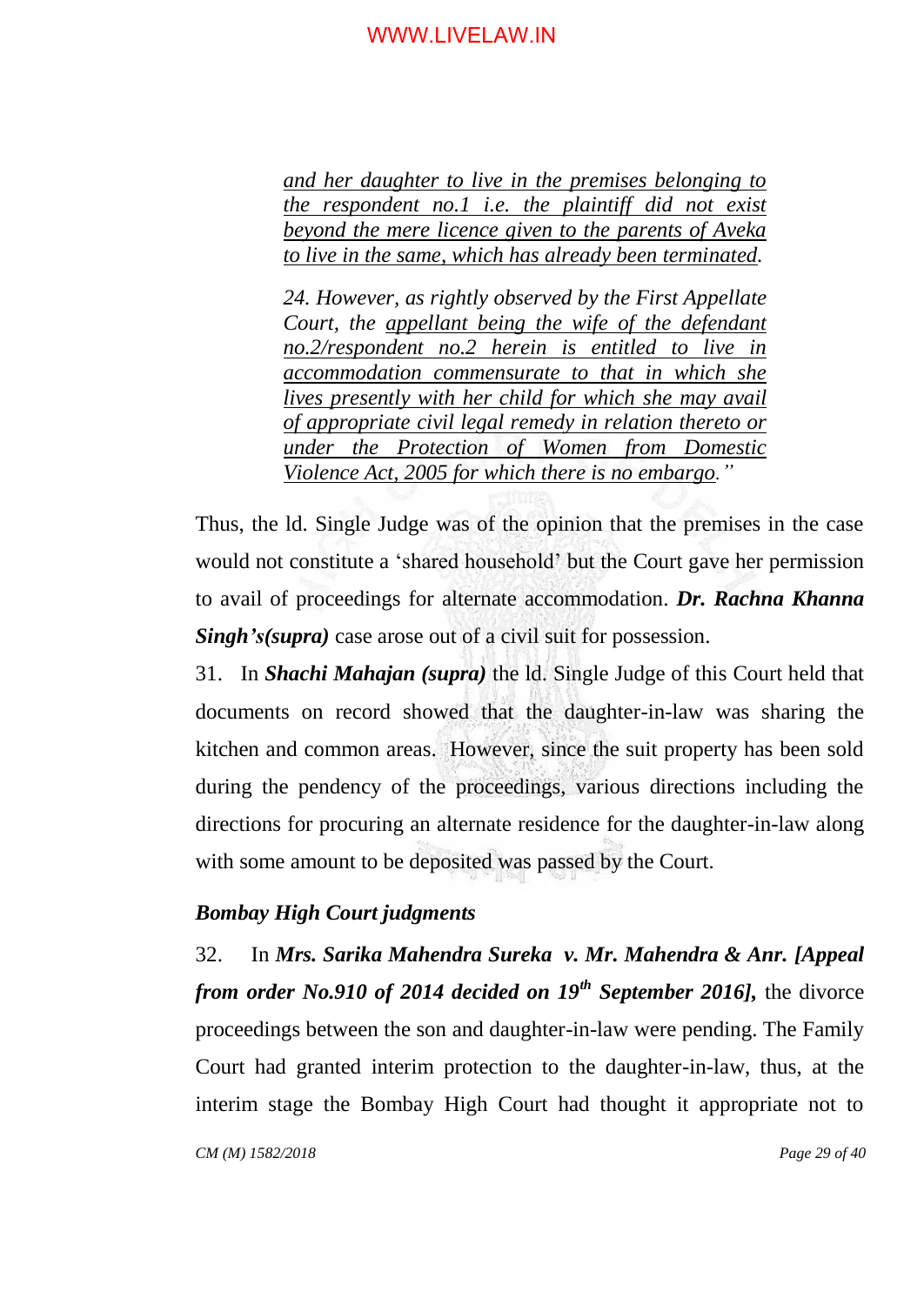> *and her daughter to live in the premises belonging to the respondent no.1 i.e. the plaintiff did not exist beyond the mere licence given to the parents of Aveka to live in the same, which has already been terminated.*
>
> *24. However, as rightly observed by the First Appellate Court, the appellant being the wife of the defendant no.2/respondent no.2 herein is entitled to live in accommodation commensurate to that in which she lives presently with her child for which she may avail of appropriate civil legal remedy in relation thereto or under the Protection of Women from Domestic Violence Act, 2005 for which there is no embargo."*

Thus, the ld. Single Judge was of the opinion that the premises in the case would not constitute a 'shared household' but the Court gave her permission to avail of proceedings for alternate accommodation. ***Dr. Rachna Khanna Singh's(supra)*** case arose out of a civil suit for possession.

31. In ***Shachi Mahajan (supra)*** the ld. Single Judge of this Court held that documents on record showed that the daughter-in-law was sharing the kitchen and common areas. However, since the suit property has been sold during the pendency of the proceedings, various directions including the directions for procuring an alternate residence for the daughter-in-law along with some amount to be deposited was passed by the Court.

### *Bombay High Court judgments*

32. In ***Mrs. Sarika Mahendra Sureka v. Mr. Mahendra & Anr. [Appeal from order No.910 of 2014 decided on 19th September 2016],*** the divorce proceedings between the son and daughter-in-law were pending. The Family Court had granted interim protection to the daughter-in-law, thus, at the interim stage the Bombay High Court had thought it appropriate not to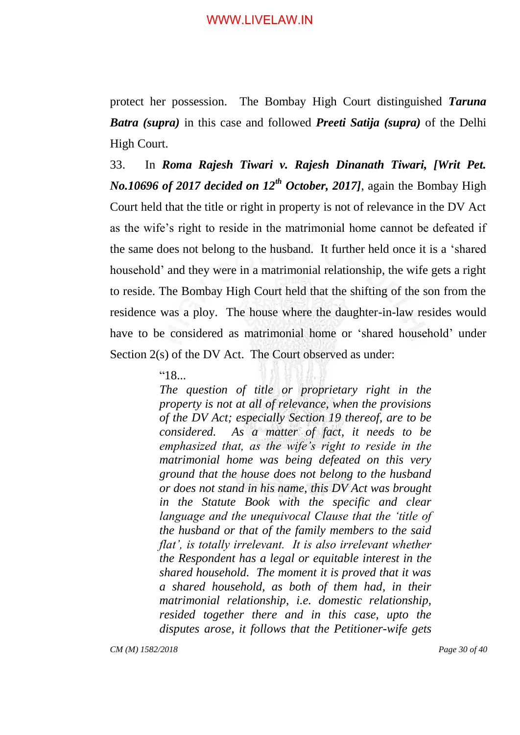protect her possession. The Bombay High Court distinguished ***Taruna Batra (supra)*** in this case and followed ***Preeti Satija (supra)*** of the Delhi High Court.

33. In ***Roma Rajesh Tiwari v. Rajesh Dinanath Tiwari, [Writ Pet. No.10696 of 2017 decided on 12th October, 2017]***, again the Bombay High Court held that the title or right in property is not of relevance in the DV Act as the wife's right to reside in the matrimonial home cannot be defeated if the same does not belong to the husband. It further held once it is a 'shared household' and they were in a matrimonial relationship, the wife gets a right to reside. The Bombay High Court held that the shifting of the son from the residence was a ploy. The house where the daughter-in-law resides would have to be considered as matrimonial home or 'shared household' under Section 2(s) of the DV Act. The Court observed as under:

> "18...
> *The question of title or proprietary right in the property is not at all of relevance, when the provisions of the DV Act; especially Section 19 thereof, are to be considered. As a matter of fact, it needs to be emphasized that, as the wife's right to reside in the matrimonial home was being defeated on this very ground that the house does not belong to the husband or does not stand in his name, this DV Act was brought in the Statute Book with the specific and clear language and the unequivocal Clause that the 'title of the husband or that of the family members to the said flat', is totally irrelevant. It is also irrelevant whether the Respondent has a legal or equitable interest in the shared household. The moment it is proved that it was a shared household, as both of them had, in their matrimonial relationship, i.e. domestic relationship, resided together there and in this case, upto the disputes arose, it follows that the Petitioner-wife gets*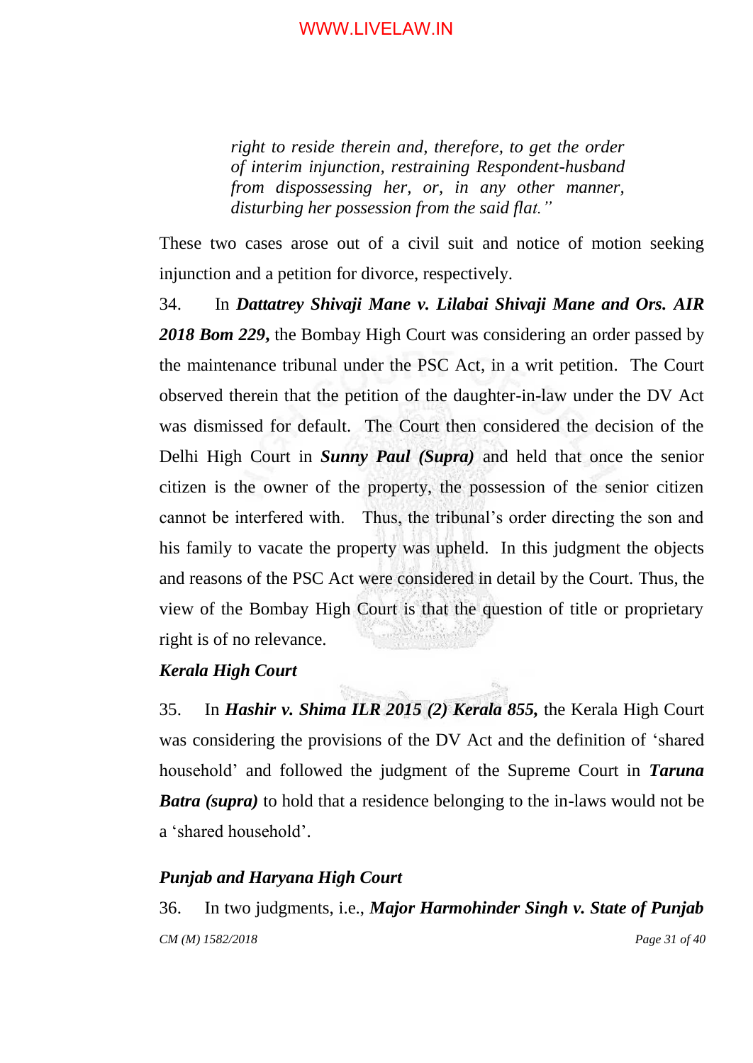> *right to reside therein and, therefore, to get the order of interim injunction, restraining Respondent-husband from dispossessing her, or, in any other manner, disturbing her possession from the said flat."*

These two cases arose out of a civil suit and notice of motion seeking injunction and a petition for divorce, respectively.

34. In ***Dattatrey Shivaji Mane v. Lilabai Shivaji Mane and Ors. AIR 2018 Bom 229,*** the Bombay High Court was considering an order passed by the maintenance tribunal under the PSC Act, in a writ petition. The Court observed therein that the petition of the daughter-in-law under the DV Act was dismissed for default. The Court then considered the decision of the Delhi High Court in ***Sunny Paul (Supra)*** and held that once the senior citizen is the owner of the property, the possession of the senior citizen cannot be interfered with. Thus, the tribunal's order directing the son and his family to vacate the property was upheld. In this judgment the objects and reasons of the PSC Act were considered in detail by the Court. Thus, the view of the Bombay High Court is that the question of title or proprietary right is of no relevance.

***Kerala High Court***

35. In ***Hashir v. Shima ILR 2015 (2) Kerala 855,*** the Kerala High Court was considering the provisions of the DV Act and the definition of 'shared household' and followed the judgment of the Supreme Court in ***Taruna Batra (supra)*** to hold that a residence belonging to the in-laws would not be a 'shared household'.

***Punjab and Haryana High Court***

36. In two judgments, i.e., ***Major Harmohinder Singh v. State of Punjab***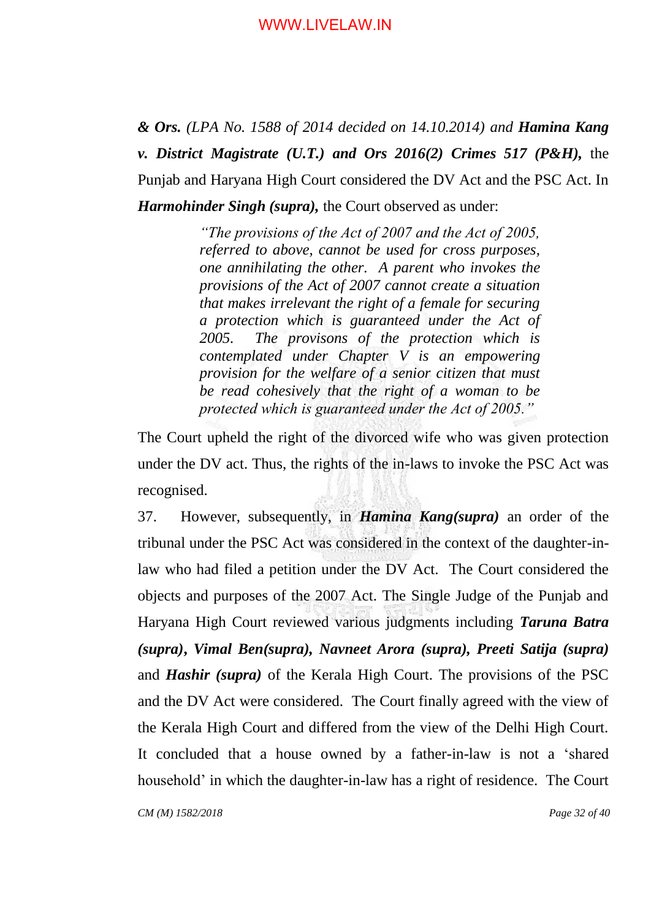***& Ors.** (LPA No. 1588 of 2014 decided on 14.10.2014) and **Hamina Kang v. District Magistrate (U.T.) and Ors 2016(2) Crimes 517 (P&H),*** the Punjab and Haryana High Court considered the DV Act and the PSC Act. In ***Harmohinder Singh (supra),*** the Court observed as under:

> *"The provisions of the Act of 2007 and the Act of 2005, referred to above, cannot be used for cross purposes, one annihilating the other. A parent who invokes the provisions of the Act of 2007 cannot create a situation that makes irrelevant the right of a female for securing a protection which is guaranteed under the Act of 2005. The provisons of the protection which is contemplated under Chapter V is an empowering provision for the welfare of a senior citizen that must be read cohesively that the right of a woman to be protected which is guaranteed under the Act of 2005."*

The Court upheld the right of the divorced wife who was given protection under the DV act. Thus, the rights of the in-laws to invoke the PSC Act was recognised.

37. However, subsequently, in ***Hamina Kang(supra)*** an order of the tribunal under the PSC Act was considered in the context of the daughter-in-law who had filed a petition under the DV Act. The Court considered the objects and purposes of the 2007 Act. The Single Judge of the Punjab and Haryana High Court reviewed various judgments including ***Taruna Batra (supra)***, ***Vimal Ben(supra), Navneet Arora (supra), Preeti Satija (supra)*** and ***Hashir (supra)*** of the Kerala High Court. The provisions of the PSC and the DV Act were considered. The Court finally agreed with the view of the Kerala High Court and differed from the view of the Delhi High Court. It concluded that a house owned by a father-in-law is not a 'shared household' in which the daughter-in-law has a right of residence. The Court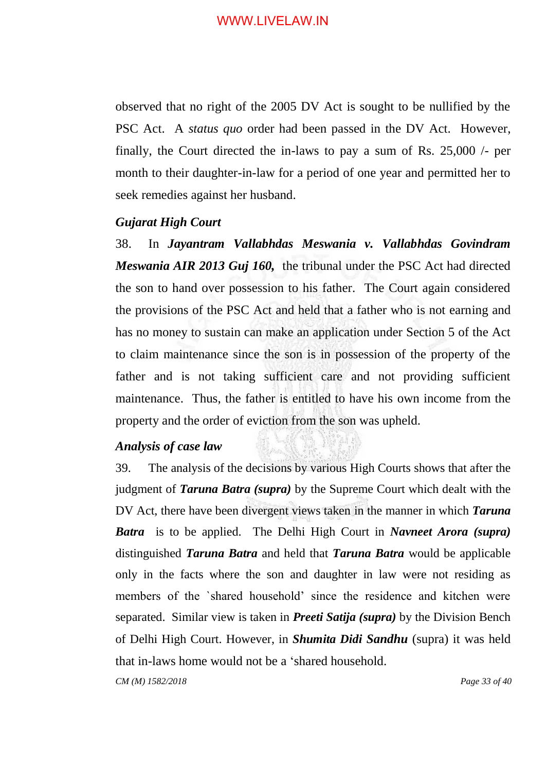observed that no right of the 2005 DV Act is sought to be nullified by the PSC Act. A *status quo* order had been passed in the DV Act. However, finally, the Court directed the in-laws to pay a sum of Rs. 25,000 /- per month to their daughter-in-law for a period of one year and permitted her to seek remedies against her husband.

### *Gujarat High Court*

38. In ***Jayantram Vallabhdas Meswania v. Vallabhdas Govindram Meswania AIR 2013 Guj 160,*** the tribunal under the PSC Act had directed the son to hand over possession to his father. The Court again considered the provisions of the PSC Act and held that a father who is not earning and has no money to sustain can make an application under Section 5 of the Act to claim maintenance since the son is in possession of the property of the father and is not taking sufficient care and not providing sufficient maintenance. Thus, the father is entitled to have his own income from the property and the order of eviction from the son was upheld.

### *Analysis of case law*

39. The analysis of the decisions by various High Courts shows that after the judgment of ***Taruna Batra (supra)*** by the Supreme Court which dealt with the DV Act, there have been divergent views taken in the manner in which ***Taruna Batra*** is to be applied. The Delhi High Court in ***Navneet Arora (supra)*** distinguished ***Taruna Batra*** and held that ***Taruna Batra*** would be applicable only in the facts where the son and daughter in law were not residing as members of the `shared household' since the residence and kitchen were separated. Similar view is taken in ***Preeti Satija (supra)*** by the Division Bench of Delhi High Court. However, in ***Shumita Didi Sandhu*** (supra) it was held that in-laws home would not be a 'shared household.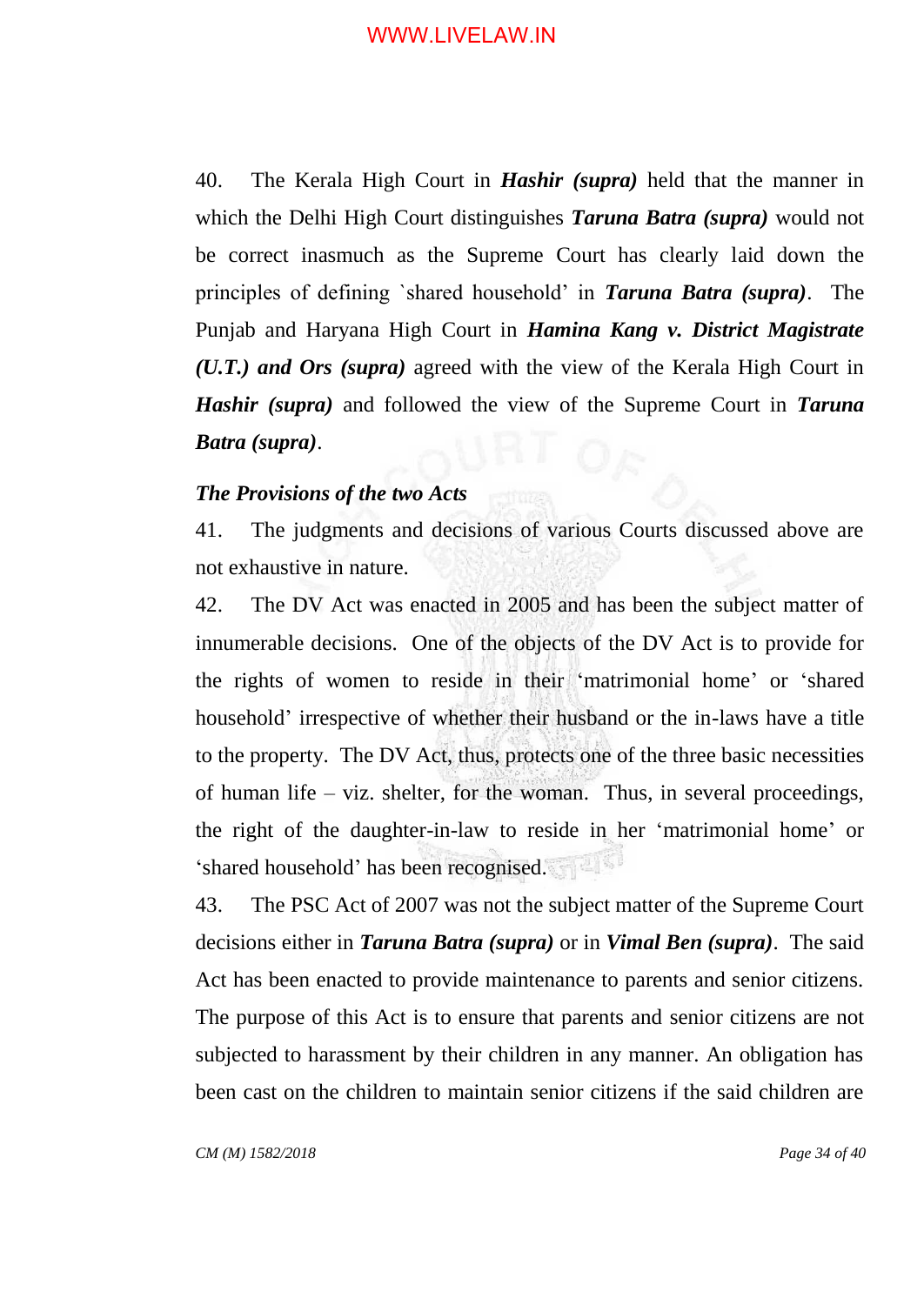40. The Kerala High Court in ***Hashir (supra)*** held that the manner in which the Delhi High Court distinguishes ***Taruna Batra (supra)*** would not be correct inasmuch as the Supreme Court has clearly laid down the principles of defining `shared household' in ***Taruna Batra (supra)***. The Punjab and Haryana High Court in ***Hamina Kang v. District Magistrate (U.T.) and Ors (supra)*** agreed with the view of the Kerala High Court in ***Hashir (supra)*** and followed the view of the Supreme Court in ***Taruna Batra (supra)***.

***The Provisions of the two Acts***

41. The judgments and decisions of various Courts discussed above are not exhaustive in nature.

42. The DV Act was enacted in 2005 and has been the subject matter of innumerable decisions. One of the objects of the DV Act is to provide for the rights of women to reside in their 'matrimonial home' or 'shared household' irrespective of whether their husband or the in-laws have a title to the property. The DV Act, thus, protects one of the three basic necessities of human life – viz. shelter, for the woman. Thus, in several proceedings, the right of the daughter-in-law to reside in her 'matrimonial home' or 'shared household' has been recognised.

43. The PSC Act of 2007 was not the subject matter of the Supreme Court decisions either in ***Taruna Batra (supra)*** or in ***Vimal Ben (supra)***. The said Act has been enacted to provide maintenance to parents and senior citizens. The purpose of this Act is to ensure that parents and senior citizens are not subjected to harassment by their children in any manner. An obligation has been cast on the children to maintain senior citizens if the said children are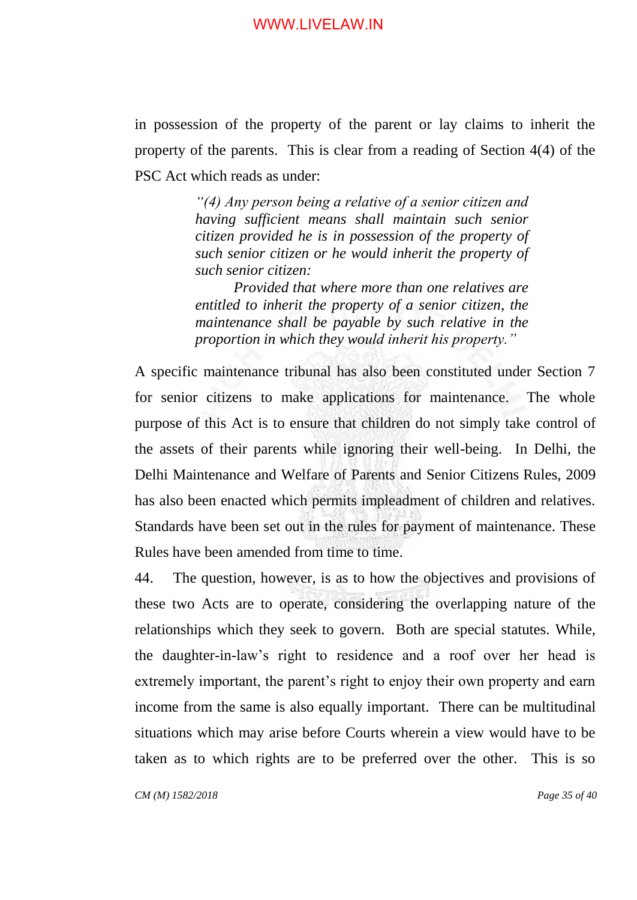in possession of the property of the parent or lay claims to inherit the property of the parents. This is clear from a reading of Section 4(4) of the PSC Act which reads as under:

> *"(4) Any person being a relative of a senior citizen and having sufficient means shall maintain such senior citizen provided he is in possession of the property of such senior citizen or he would inherit the property of such senior citizen:*
>
> *Provided that where more than one relatives are entitled to inherit the property of a senior citizen, the maintenance shall be payable by such relative in the proportion in which they would inherit his property."*

A specific maintenance tribunal has also been constituted under Section 7 for senior citizens to make applications for maintenance. The whole purpose of this Act is to ensure that children do not simply take control of the assets of their parents while ignoring their well-being. In Delhi, the Delhi Maintenance and Welfare of Parents and Senior Citizens Rules, 2009 has also been enacted which permits impleadment of children and relatives. Standards have been set out in the rules for payment of maintenance. These Rules have been amended from time to time.

44. The question, however, is as to how the objectives and provisions of these two Acts are to operate, considering the overlapping nature of the relationships which they seek to govern. Both are special statutes. While, the daughter-in-law's right to residence and a roof over her head is extremely important, the parent's right to enjoy their own property and earn income from the same is also equally important. There can be multitudinal situations which may arise before Courts wherein a view would have to be taken as to which rights are to be preferred over the other. This is so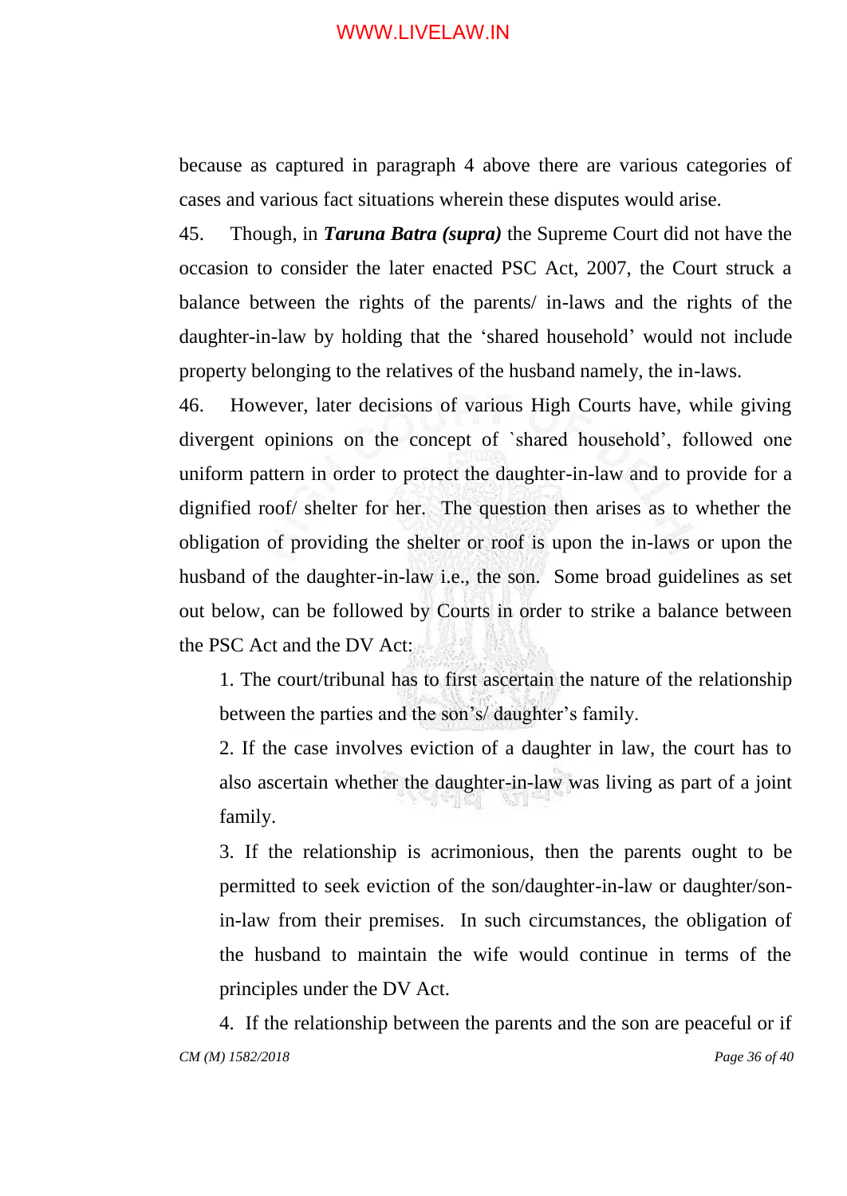because as captured in paragraph 4 above there are various categories of cases and various fact situations wherein these disputes would arise.

45. Though, in ***Taruna Batra (supra)*** the Supreme Court did not have the occasion to consider the later enacted PSC Act, 2007, the Court struck a balance between the rights of the parents/ in-laws and the rights of the daughter-in-law by holding that the 'shared household' would not include property belonging to the relatives of the husband namely, the in-laws.

46. However, later decisions of various High Courts have, while giving divergent opinions on the concept of `shared household', followed one uniform pattern in order to protect the daughter-in-law and to provide for a dignified roof/ shelter for her. The question then arises as to whether the obligation of providing the shelter or roof is upon the in-laws or upon the husband of the daughter-in-law i.e., the son. Some broad guidelines as set out below, can be followed by Courts in order to strike a balance between the PSC Act and the DV Act:

1. The court/tribunal has to first ascertain the nature of the relationship between the parties and the son's/ daughter's family.

2. If the case involves eviction of a daughter in law, the court has to also ascertain whether the daughter-in-law was living as part of a joint family.

3. If the relationship is acrimonious, then the parents ought to be permitted to seek eviction of the son/daughter-in-law or daughter/son-in-law from their premises. In such circumstances, the obligation of the husband to maintain the wife would continue in terms of the principles under the DV Act.

4. If the relationship between the parents and the son are peaceful or if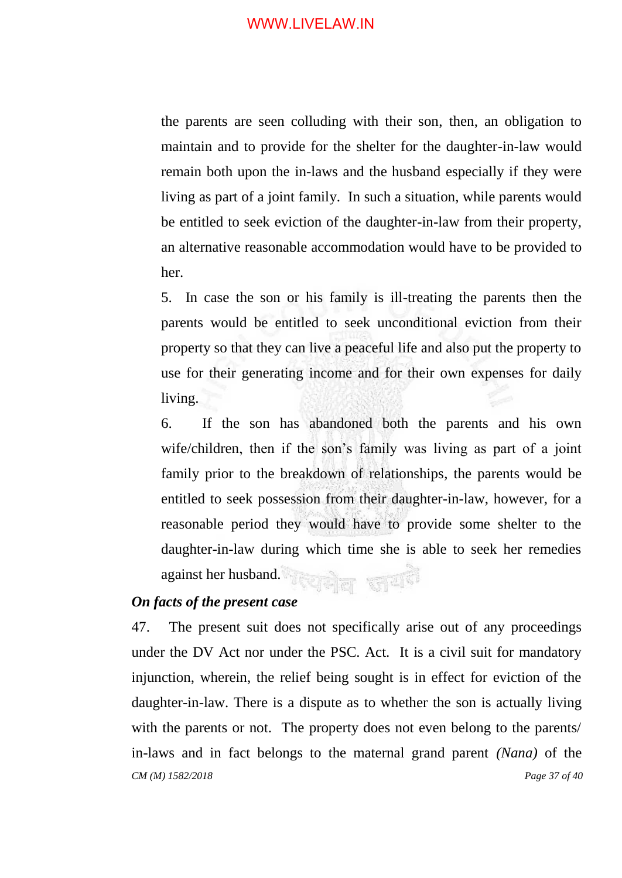the parents are seen colluding with their son, then, an obligation to maintain and to provide for the shelter for the daughter-in-law would remain both upon the in-laws and the husband especially if they were living as part of a joint family. In such a situation, while parents would be entitled to seek eviction of the daughter-in-law from their property, an alternative reasonable accommodation would have to be provided to her.

5. In case the son or his family is ill-treating the parents then the parents would be entitled to seek unconditional eviction from their property so that they can live a peaceful life and also put the property to use for their generating income and for their own expenses for daily living.

6. If the son has abandoned both the parents and his own wife/children, then if the son's family was living as part of a joint family prior to the breakdown of relationships, the parents would be entitled to seek possession from their daughter-in-law, however, for a reasonable period they would have to provide some shelter to the daughter-in-law during which time she is able to seek her remedies against her husband.

***On facts of the present case***

47. The present suit does not specifically arise out of any proceedings under the DV Act nor under the PSC. Act. It is a civil suit for mandatory injunction, wherein, the relief being sought is in effect for eviction of the daughter-in-law. There is a dispute as to whether the son is actually living with the parents or not. The property does not even belong to the parents/ in-laws and in fact belongs to the maternal grand parent *(Nana)* of the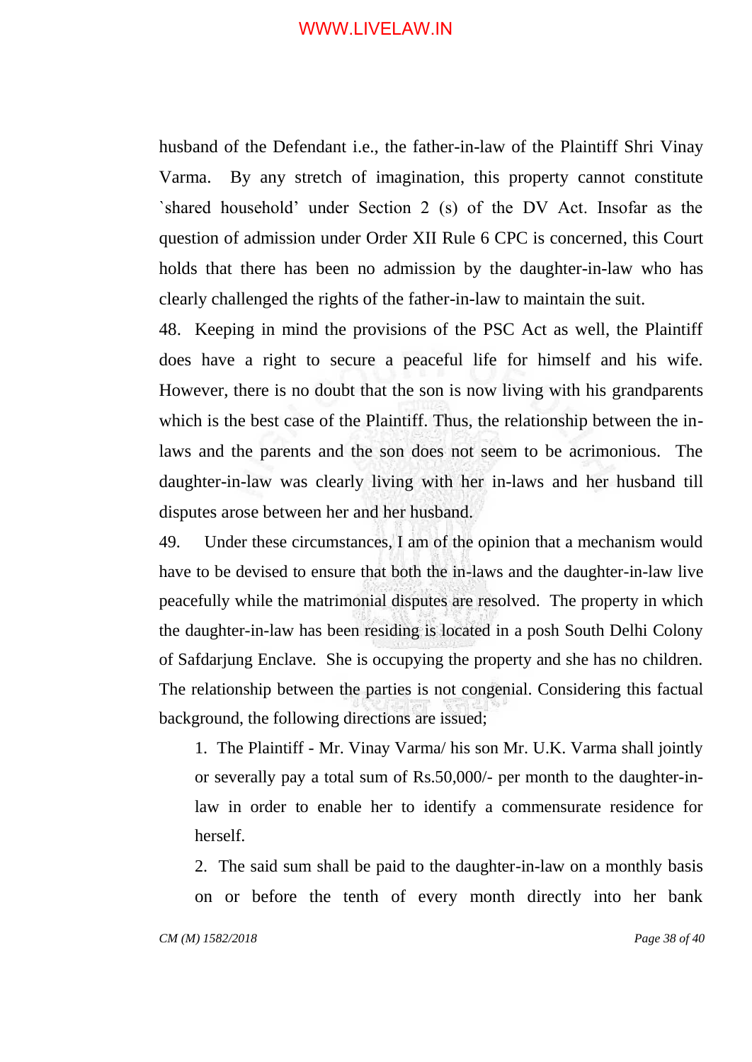husband of the Defendant i.e., the father-in-law of the Plaintiff Shri Vinay Varma. By any stretch of imagination, this property cannot constitute `shared household' under Section 2 (s) of the DV Act. Insofar as the question of admission under Order XII Rule 6 CPC is concerned, this Court holds that there has been no admission by the daughter-in-law who has clearly challenged the rights of the father-in-law to maintain the suit.

48. Keeping in mind the provisions of the PSC Act as well, the Plaintiff does have a right to secure a peaceful life for himself and his wife. However, there is no doubt that the son is now living with his grandparents which is the best case of the Plaintiff. Thus, the relationship between the in-laws and the parents and the son does not seem to be acrimonious. The daughter-in-law was clearly living with her in-laws and her husband till disputes arose between her and her husband.

49. Under these circumstances, I am of the opinion that a mechanism would have to be devised to ensure that both the in-laws and the daughter-in-law live peacefully while the matrimonial disputes are resolved. The property in which the daughter-in-law has been residing is located in a posh South Delhi Colony of Safdarjung Enclave. She is occupying the property and she has no children. The relationship between the parties is not congenial. Considering this factual background, the following directions are issued;

1. The Plaintiff - Mr. Vinay Varma/ his son Mr. U.K. Varma shall jointly or severally pay a total sum of Rs.50,000/- per month to the daughter-in-law in order to enable her to identify a commensurate residence for herself.

2. The said sum shall be paid to the daughter-in-law on a monthly basis on or before the tenth of every month directly into her bank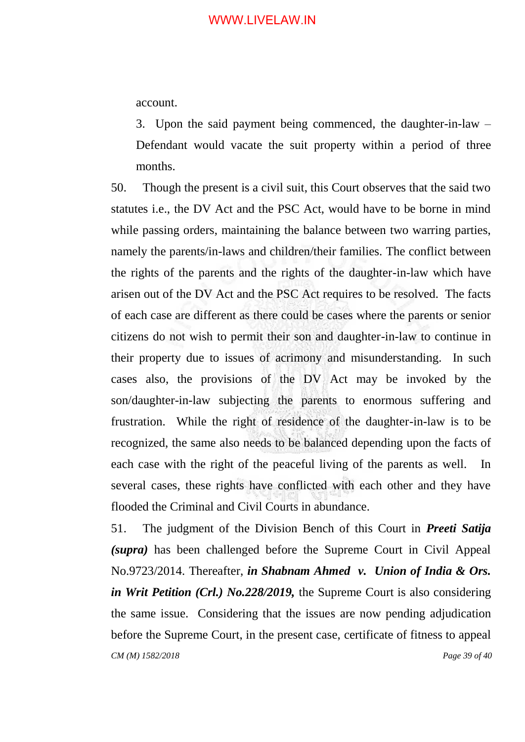account.

3. Upon the said payment being commenced, the daughter-in-law – Defendant would vacate the suit property within a period of three months.

50. Though the present is a civil suit, this Court observes that the said two statutes i.e., the DV Act and the PSC Act, would have to be borne in mind while passing orders, maintaining the balance between two warring parties, namely the parents/in-laws and children/their families. The conflict between the rights of the parents and the rights of the daughter-in-law which have arisen out of the DV Act and the PSC Act requires to be resolved. The facts of each case are different as there could be cases where the parents or senior citizens do not wish to permit their son and daughter-in-law to continue in their property due to issues of acrimony and misunderstanding. In such cases also, the provisions of the DV Act may be invoked by the son/daughter-in-law subjecting the parents to enormous suffering and frustration. While the right of residence of the daughter-in-law is to be recognized, the same also needs to be balanced depending upon the facts of each case with the right of the peaceful living of the parents as well. In several cases, these rights have conflicted with each other and they have flooded the Criminal and Civil Courts in abundance.

51. The judgment of the Division Bench of this Court in ***Preeti Satija (supra)*** has been challenged before the Supreme Court in Civil Appeal No.9723/2014. Thereafter, ***in Shabnam Ahmed v. Union of India & Ors. in Writ Petition (Crl.) No.228/2019,*** the Supreme Court is also considering the same issue. Considering that the issues are now pending adjudication before the Supreme Court, in the present case, certificate of fitness to appeal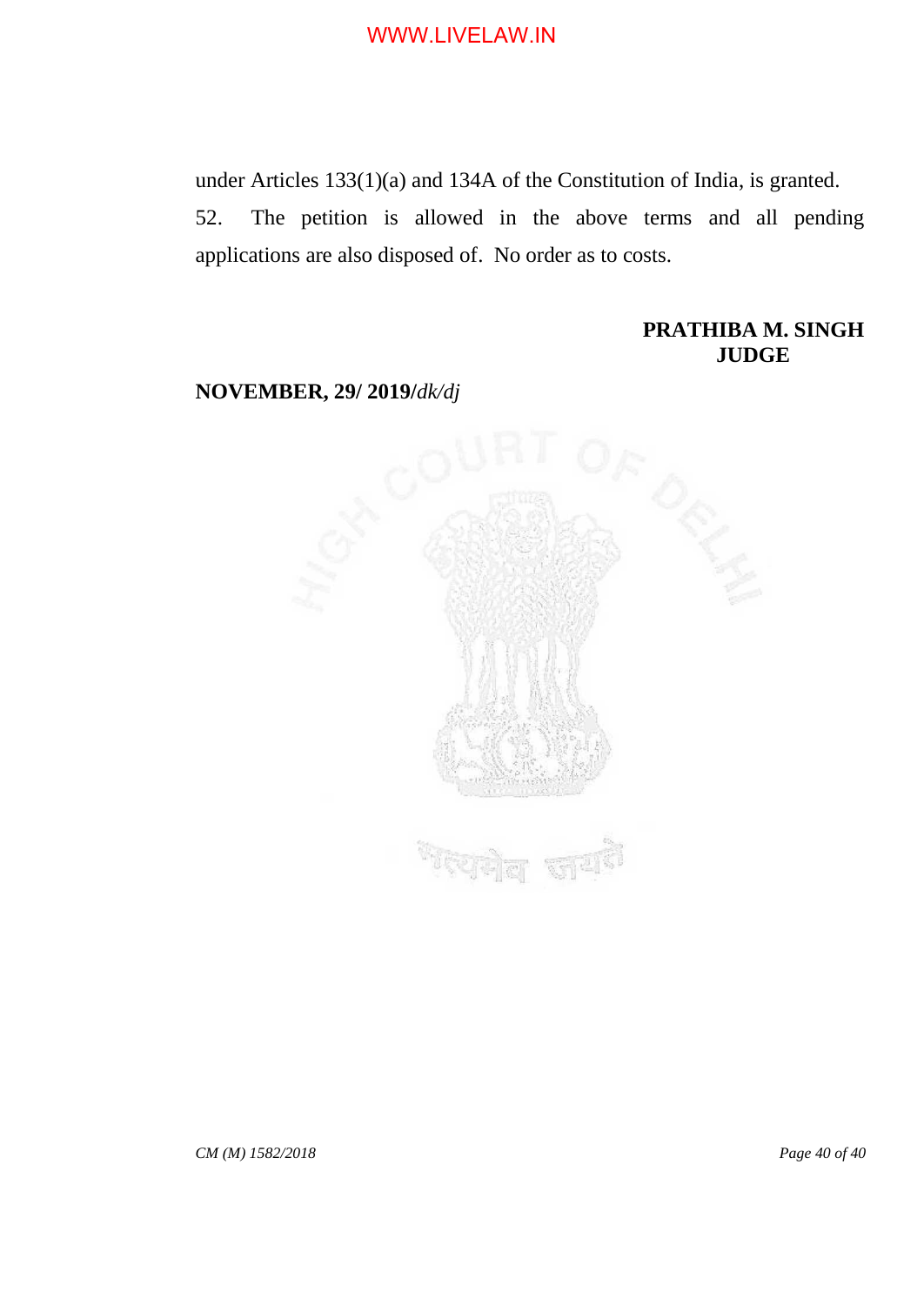under Articles 133(1)(a) and 134A of the Constitution of India, is granted.

52. The petition is allowed in the above terms and all pending applications are also disposed of. No order as to costs.

**PRATHIBA M. SINGH**
**JUDGE**

**NOVEMBER, 29/ 2019/***dk/dj*